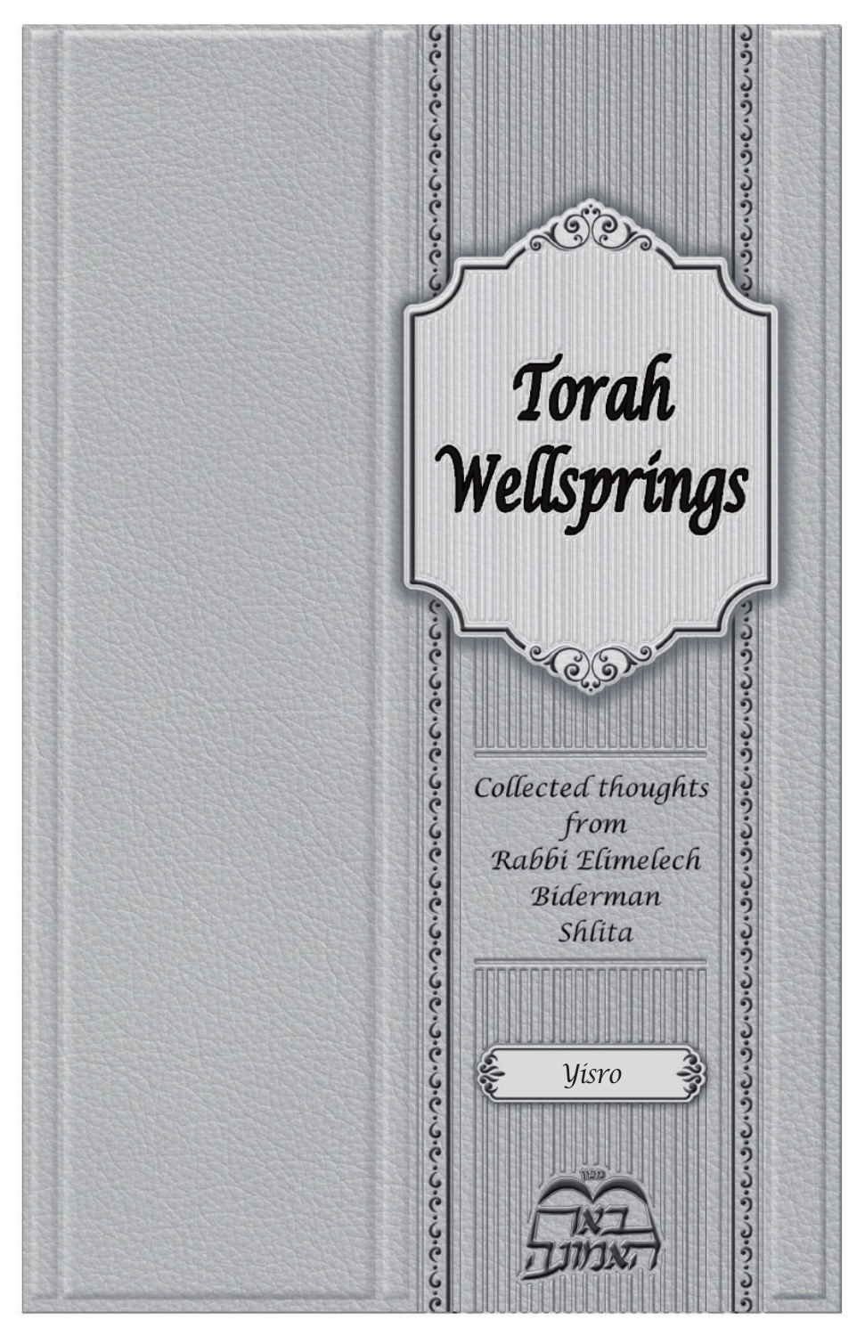# Torah Wellsprings

Collected thoughts from Rabbi Elimelech Biderman Shlita

Yisro

מכון באר האמונה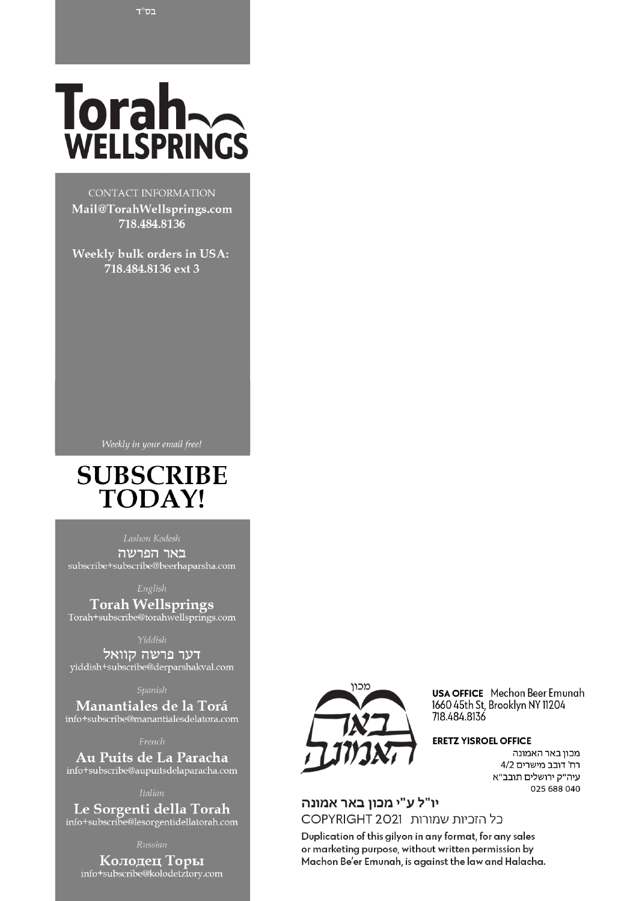בס"ד

# Torah WELLSPRINGS

CONTACT INFORMATION

**Mail@TorahWellsprings.com**
**718.484.8136**

**Weekly bulk orders in USA:**
**718.484.8136 ext 3**

*Weekly in your email free!*

# SUBSCRIBE TODAY!

*Lashon Kodesh*
**באר הפרשה**
subscribe+subscribe@beerhaparsha.com

*English*
**Torah Wellsprings**
Torah+subscribe@torahwellsprings.com

*Yiddish*
**דער פרשה קוואל**
yiddish+subscribe@derparshakval.com

*Spanish*
**Manantiales de la Torá**
info+subscribe@manantialesdelatora.com

*French*
**Au Puits de La Paracha**
info+subscribe@aupuitsdelaparacha.com

*Italian*
**Le Sorgenti della Torah**
info+subscribe@lesorgentidellatorah.com

*Russian*
**Колодец Торы**
info+subscribe@kolodetztory.com

מכון באר האמונה

**USA OFFICE** Mechon Beer Emunah
1660 45th St, Brooklyn NY 11204
718.484.8136

**ERETZ YISROEL OFFICE**
מכון באר האמונה
רח' דובב מישרים 4/2
עיה"ק ירושלים תובב"א
025 688 040

**יו"ל ע"י מכון באר אמונה**
COPYRIGHT 2021 כל הזכיות שמורות

Duplication of this gilyon in any format, for any sales or marketing purpose, without written permission by Machon Be'er Emunah, is against the law and Halacha.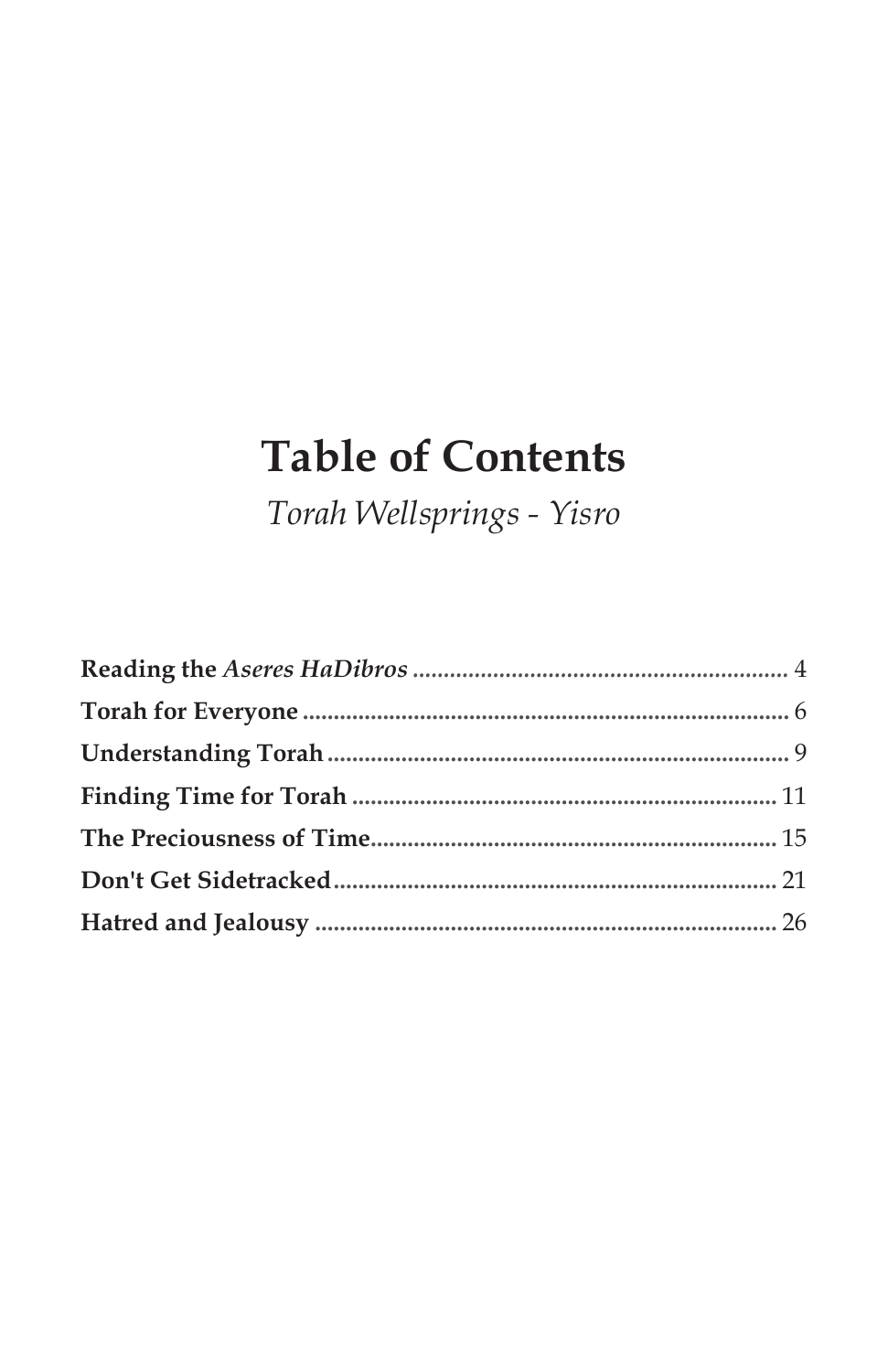# Table of Contents

*Torah Wellsprings - Yisro*

**Reading the *Aseres HaDibros*** ............................................................. 4
**Torah for Everyone** ............................................................................... 6
**Understanding Torah** ........................................................................... 9
**Finding Time for Torah** ..................................................................... 11
**The Preciousness of Time**................................................................... 15
**Don't Get Sidetracked**......................................................................... 21
**Hatred and Jealousy** ........................................................................... 26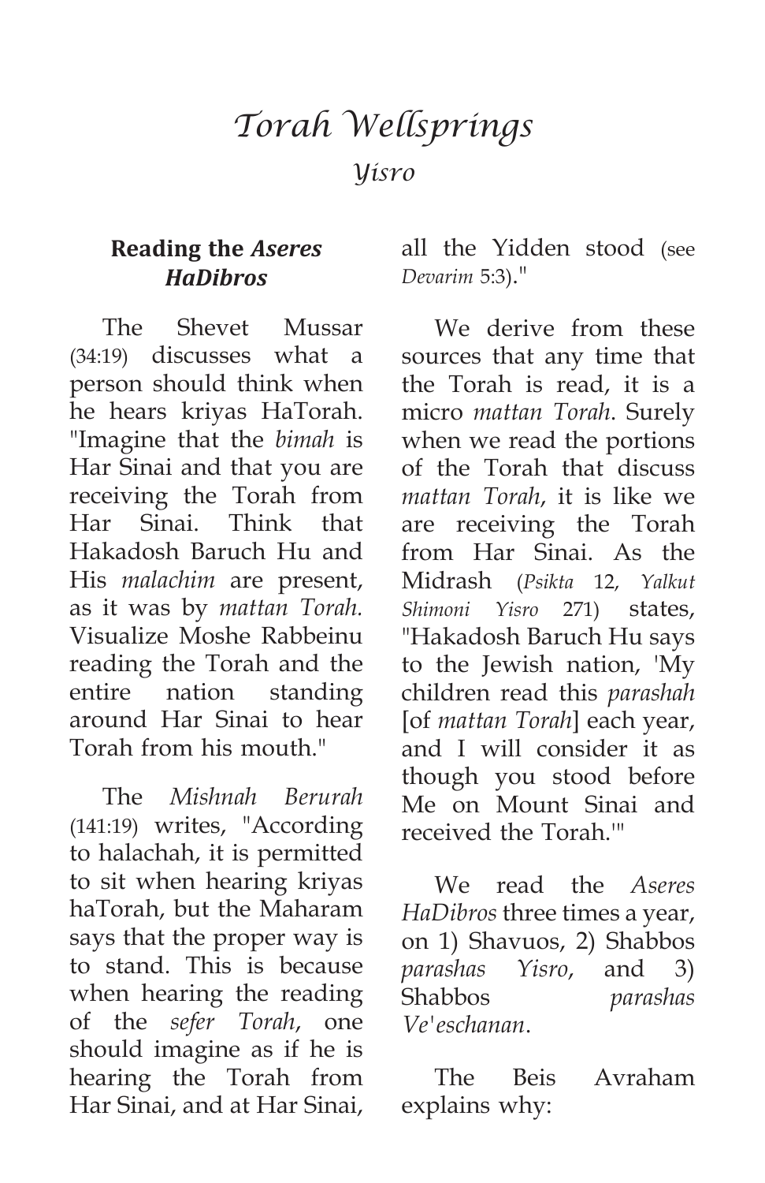# *Torah Wellsprings*

## *Yisro*

### Reading the *Aseres HaDibros*

The Shevet Mussar (34:19) discusses what a person should think when he hears kriyas HaTorah. "Imagine that the *bimah* is Har Sinai and that you are receiving the Torah from Har Sinai. Think that Hakadosh Baruch Hu and His *malachim* are present, as it was by *mattan Torah.* Visualize Moshe Rabbeinu reading the Torah and the entire nation standing around Har Sinai to hear Torah from his mouth."

The *Mishnah Berurah* (141:19) writes, "According to halachah, it is permitted to sit when hearing kriyas haTorah, but the Maharam says that the proper way is to stand. This is because when hearing the reading of the *sefer Torah*, one should imagine as if he is hearing the Torah from Har Sinai, and at Har Sinai, all the Yidden stood (see *Devarim* 5:3)."

We derive from these sources that any time that the Torah is read, it is a micro *mattan Torah*. Surely when we read the portions of the Torah that discuss *mattan Torah*, it is like we are receiving the Torah from Har Sinai. As the Midrash (*Psikta* 12, *Yalkut Shimoni Yisro* 271) states, "Hakadosh Baruch Hu says to the Jewish nation, 'My children read this *parashah* [of *mattan Torah*] each year, and I will consider it as though you stood before Me on Mount Sinai and received the Torah.'"

We read the *Aseres HaDibros* three times a year, on 1) Shavuos, 2) Shabbos *parashas Yisro*, and 3) Shabbos *parashas Ve'eschanan*.

The Beis Avraham explains why: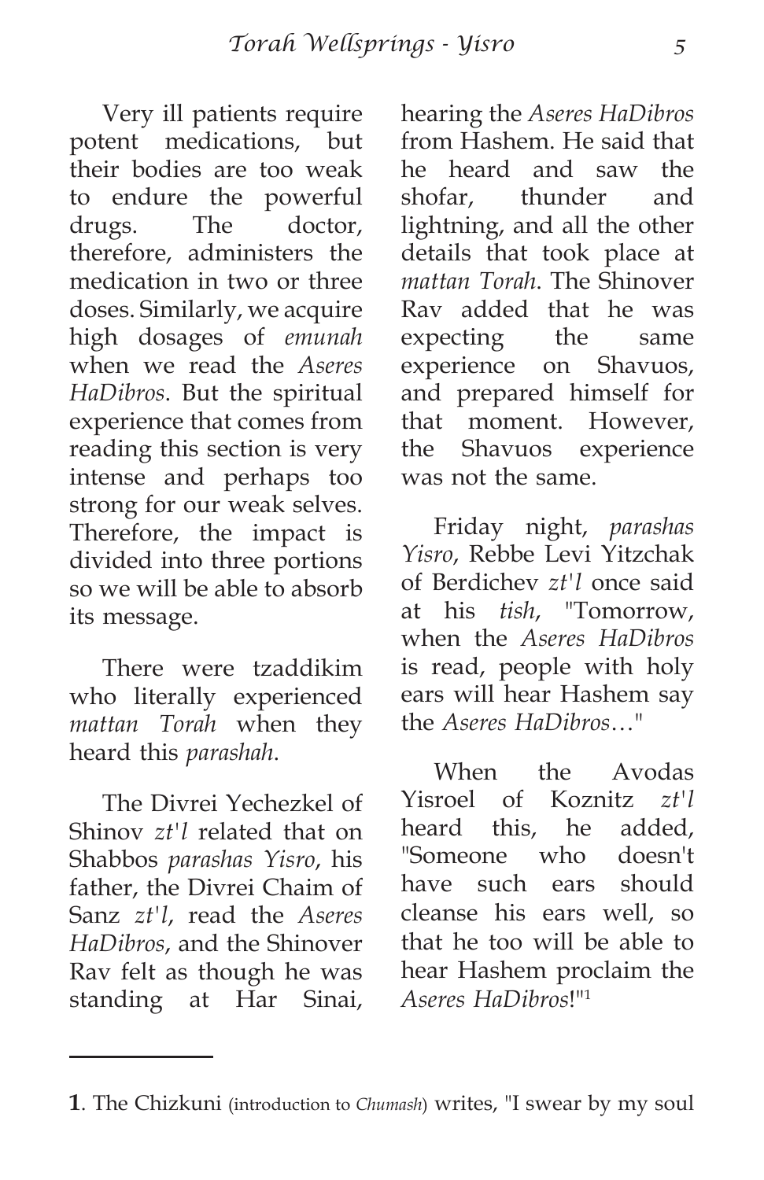Very ill patients require potent medications, but their bodies are too weak to endure the powerful drugs. The doctor, therefore, administers the medication in two or three doses. Similarly, we acquire high dosages of *emunah* when we read the *Aseres HaDibros*. But the spiritual experience that comes from reading this section is very intense and perhaps too strong for our weak selves. Therefore, the impact is divided into three portions so we will be able to absorb its message.

There were tzaddikim who literally experienced *mattan Torah* when they heard this *parashah*.

The Divrei Yechezkel of Shinov *zt'l* related that on Shabbos *parashas Yisro*, his father, the Divrei Chaim of Sanz *zt'l*, read the *Aseres HaDibros*, and the Shinover Rav felt as though he was standing at Har Sinai, hearing the *Aseres HaDibros* from Hashem. He said that he heard and saw the shofar, thunder and lightning, and all the other details that took place at *mattan Torah*. The Shinover Rav added that he was expecting the same experience on Shavuos, and prepared himself for that moment. However, the Shavuos experience was not the same.

Friday night, *parashas Yisro*, Rebbe Levi Yitzchak of Berdichev *zt'l* once said at his *tish*, "Tomorrow, when the *Aseres HaDibros* is read, people with holy ears will hear Hashem say the *Aseres HaDibros*…"

When the Avodas Yisroel of Koznitz *zt'l* heard this, he added, "Someone who doesn't have such ears should cleanse his ears well, so that he too will be able to hear Hashem proclaim the *Aseres HaDibros*!"[1]

---

**1**. The Chizkuni (introduction to *Chumash*) writes, "I swear by my soul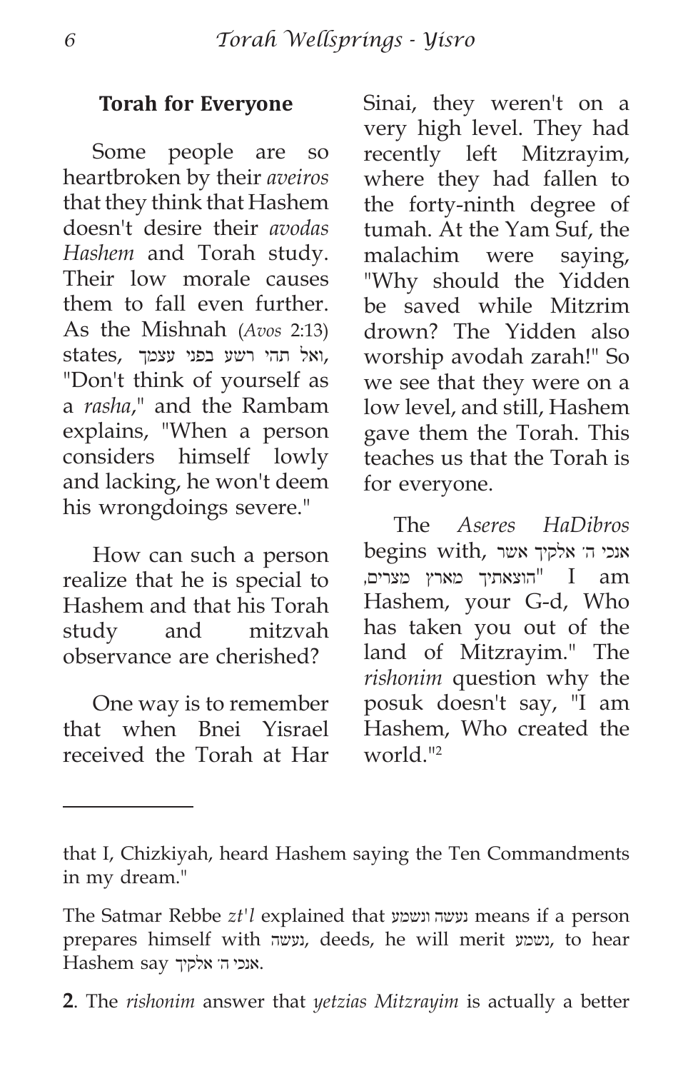## Torah for Everyone

Some people are so heartbroken by their *aveiros* that they think that Hashem doesn't desire their *avodas Hashem* and Torah study. Their low morale causes them to fall even further. As the Mishnah (*Avos* 2:13) states, ואל תהי רשע בפני עצמך, "Don't think of yourself as a *rasha*," and the Rambam explains, "When a person considers himself lowly and lacking, he won't deem his wrongdoings severe."

How can such a person realize that he is special to Hashem and that his Torah study and mitzvah observance are cherished?

One way is to remember that when Bnei Yisrael received the Torah at Har Sinai, they weren't on a very high level. They had recently left Mitzrayim, where they had fallen to the forty-ninth degree of tumah. At the Yam Suf, the malachim were saying, "Why should the Yidden be saved while Mitzrim drown? The Yidden also worship avodah zarah!" So we see that they were on a low level, and still, Hashem gave them the Torah. This teaches us that the Torah is for everyone.

The *Aseres HaDibros* begins with, אנכי ה׳ אלקיך אשר הוצאתיך מארץ מצרים, "I am Hashem, your G-d, Who has taken you out of the land of Mitzrayim." The *rishonim* question why the posuk doesn't say, "I am Hashem, Who created the world."[2]

---

that I, Chizkiyah, heard Hashem saying the Ten Commandments in my dream."

The Satmar Rebbe *zt'l* explained that נעשה ונשמע means if a person prepares himself with נעשה, deeds, he will merit נשמע, to hear Hashem say אנכי ה׳ אלקיך.

**2**. The *rishonim* answer that *yetzias Mitzrayim* is actually a better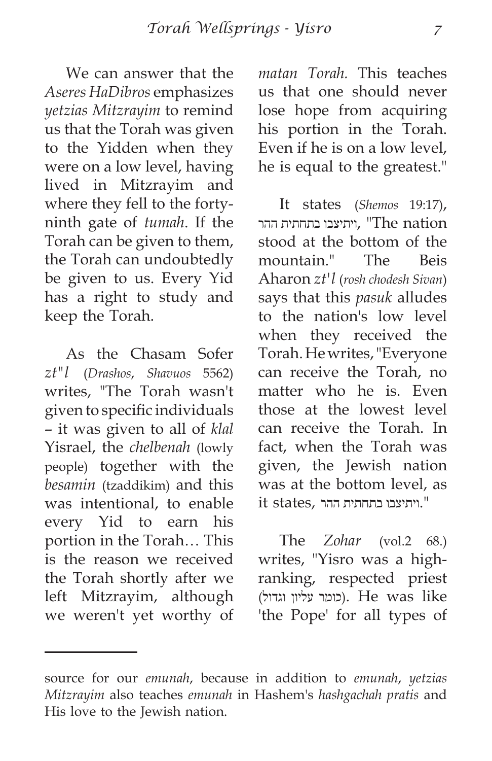We can answer that the *Aseres HaDibros* emphasizes *yetzias Mitzrayim* to remind us that the Torah was given to the Yidden when they were on a low level, having lived in Mitzrayim and where they fell to the forty-ninth gate of *tumah*. If the Torah can be given to them, the Torah can undoubtedly be given to us. Every Yid has a right to study and keep the Torah.

As the Chasam Sofer *zt"l* (*Drashos*, *Shavuos* 5562) writes, "The Torah wasn't given to specific individuals – it was given to all of *klal* Yisrael, the *chelbenah* (lowly people) together with the *besamin* (tzaddikim) and this was intentional, to enable every Yid to earn his portion in the Torah… This is the reason we received the Torah shortly after we left Mitzrayim, although we weren't yet worthy of *matan Torah.* This teaches us that one should never lose hope from acquiring his portion in the Torah. Even if he is on a low level, he is equal to the greatest."

It states (*Shemos* 19:17), ויתיצבו בתחתית ההר, "The nation stood at the bottom of the mountain." The Beis Aharon *zt'l* (*rosh chodesh Sivan*) says that this *pasuk* alludes to the nation's low level when they received the Torah. He writes, "Everyone can receive the Torah, no matter who he is. Even those at the lowest level can receive the Torah. In fact, when the Torah was given, the Jewish nation was at the bottom level, as it states, ויתיצבו בתחתית ההר."

The *Zohar* (vol.2 68.) writes, "Yisro was a high-ranking, respected priest (כומר עליון וגדול). He was like 'the Pope' for all types of

---

source for our *emunah*, because in addition to *emunah*, *yetzias Mitzrayim* also teaches *emunah* in Hashem's *hashgachah pratis* and His love to the Jewish nation.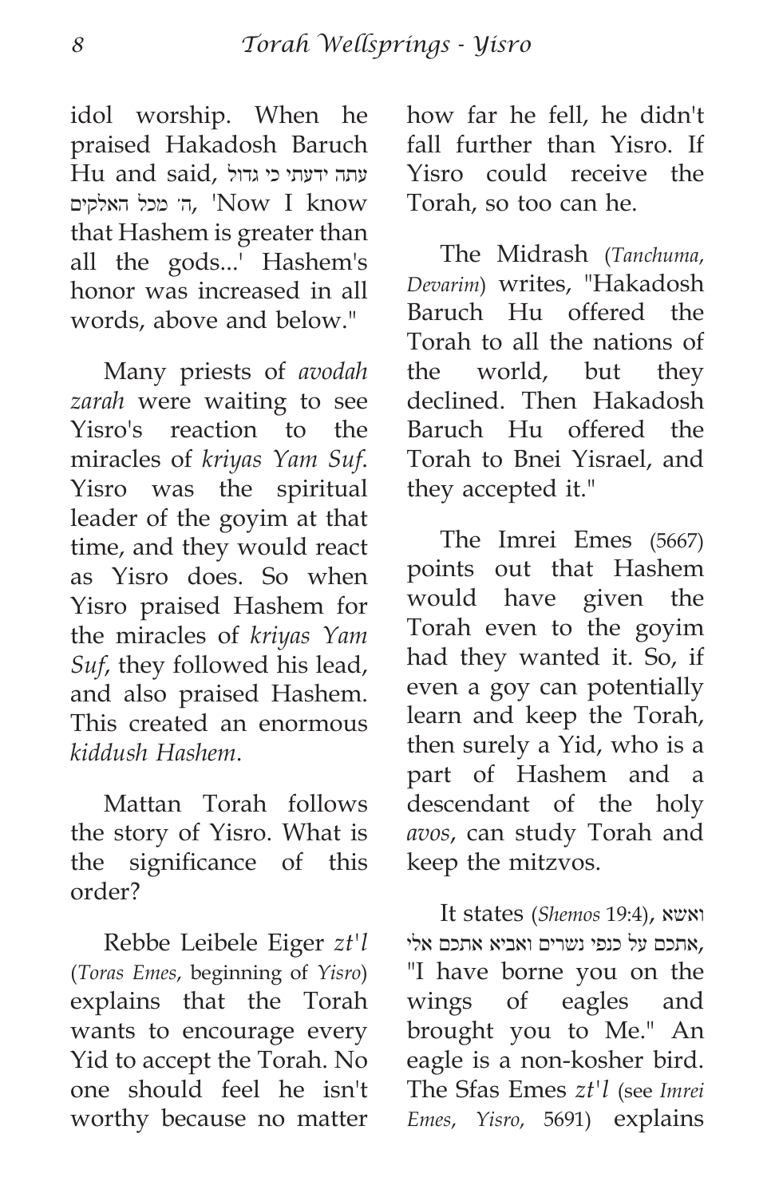idol worship. When he praised Hakadosh Baruch Hu and said, עתה ידעתי כי גדול ה׳ מכל האלקים, 'Now I know that Hashem is greater than all the gods...' Hashem's honor was increased in all words, above and below."

Many priests of *avodah zarah* were waiting to see Yisro's reaction to the miracles of *kriyas Yam Suf*. Yisro was the spiritual leader of the goyim at that time, and they would react as Yisro does. So when Yisro praised Hashem for the miracles of *kriyas Yam Suf*, they followed his lead, and also praised Hashem. This created an enormous *kiddush Hashem*.

Mattan Torah follows the story of Yisro. What is the significance of this order?

Rebbe Leibele Eiger *zt'l* (*Toras Emes*, beginning of *Yisro*) explains that the Torah wants to encourage every Yid to accept the Torah. No one should feel he isn't worthy because no matter how far he fell, he didn't fall further than Yisro. If Yisro could receive the Torah, so too can he.

The Midrash (*Tanchuma*, *Devarim*) writes, "Hakadosh Baruch Hu offered the Torah to all the nations of the world, but they declined. Then Hakadosh Baruch Hu offered the Torah to Bnei Yisrael, and they accepted it."

The Imrei Emes (5667) points out that Hashem would have given the Torah even to the goyim had they wanted it. So, if even a goy can potentially learn and keep the Torah, then surely a Yid, who is a part of Hashem and a descendant of the holy *avos*, can study Torah and keep the mitzvos.

It states (*Shemos* 19:4), ואשא אתכם על כנפי נשרים ואביא אתכם אלי, "I have borne you on the wings of eagles and brought you to Me." An eagle is a non-kosher bird. The Sfas Emes *zt'l* (see *Imrei Emes*, *Yisro*, 5691) explains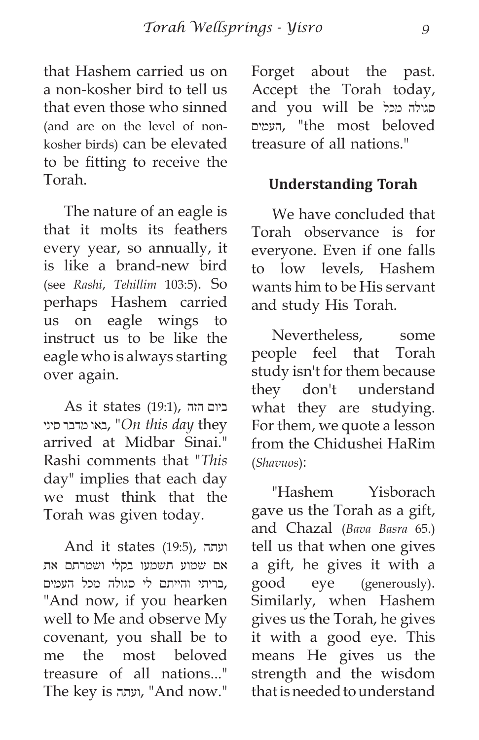that Hashem carried us on a non-kosher bird to tell us that even those who sinned (and are on the level of non-kosher birds) can be elevated to be fitting to receive the Torah.

The nature of an eagle is that it molts its feathers every year, so annually, it is like a brand-new bird (see *Rashi*, *Tehillim* 103:5). So perhaps Hashem carried us on eagle wings to instruct us to be like the eagle who is always starting over again.

As it states (19:1), ביום הזה באו מדבר סיני, "*On this day* they arrived at Midbar Sinai." Rashi comments that "*This* day" implies that each day we must think that the Torah was given today.

And it states (19:5), ועתה אם שמוע תשמעו בקלי ושמרתם את בריתי והייתם לי סגולה מכל העמים, "And now, if you hearken well to Me and observe My covenant, you shall be to me the most beloved treasure of all nations..." The key is ועתה, "And now." Forget about the past. Accept the Torah today, and you will be סגולה מכל העמים, "the most beloved treasure of all nations."

## Understanding Torah

We have concluded that Torah observance is for everyone. Even if one falls to low levels, Hashem wants him to be His servant and study His Torah.

Nevertheless, some people feel that Torah study isn't for them because they don't understand what they are studying. For them, we quote a lesson from the Chidushei HaRim (*Shavuos*):

"Hashem Yisborach gave us the Torah as a gift, and Chazal (*Bava Basra* 65.) tell us that when one gives a gift, he gives it with a good eye (generously). Similarly, when Hashem gives us the Torah, he gives it with a good eye. This means He gives us the strength and the wisdom that is needed to understand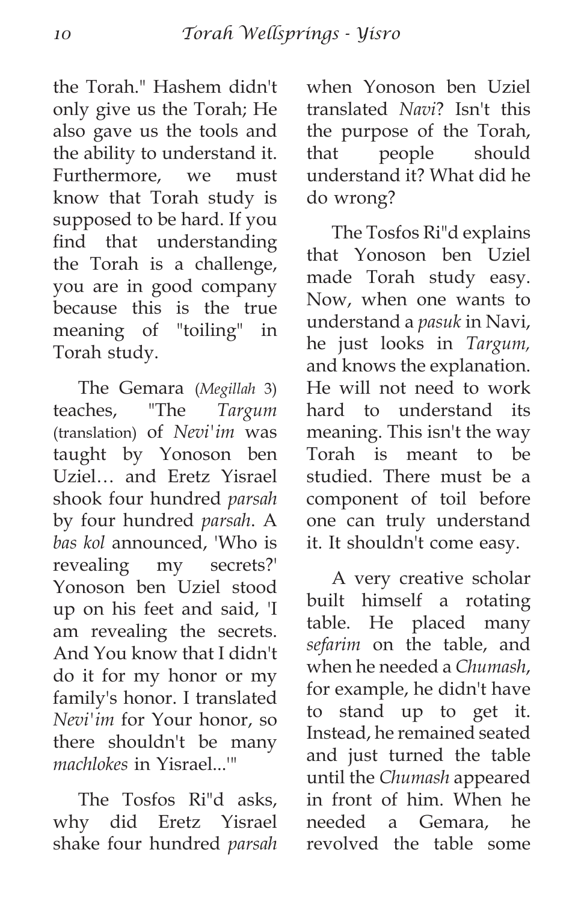the Torah." Hashem didn't only give us the Torah; He also gave us the tools and the ability to understand it. Furthermore, we must know that Torah study is supposed to be hard. If you find that understanding the Torah is a challenge, you are in good company because this is the true meaning of "toiling" in Torah study.

The Gemara (*Megillah* 3) teaches, "The *Targum* (translation) of *Nevi'im* was taught by Yonoson ben Uziel… and Eretz Yisrael shook four hundred *parsah* by four hundred *parsah*. A *bas kol* announced, 'Who is revealing my secrets?' Yonoson ben Uziel stood up on his feet and said, 'I am revealing the secrets. And You know that I didn't do it for my honor or my family's honor. I translated *Nevi'im* for Your honor, so there shouldn't be many *machlokes* in Yisrael...'"

The Tosfos Ri"d asks, why did Eretz Yisrael shake four hundred *parsah* when Yonoson ben Uziel translated *Navi*? Isn't this the purpose of the Torah, that people should understand it? What did he do wrong?

The Tosfos Ri"d explains that Yonoson ben Uziel made Torah study easy. Now, when one wants to understand a *pasuk* in Navi, he just looks in *Targum,* and knows the explanation. He will not need to work hard to understand its meaning. This isn't the way Torah is meant to be studied. There must be a component of toil before one can truly understand it. It shouldn't come easy.

A very creative scholar built himself a rotating table. He placed many *sefarim* on the table, and when he needed a *Chumash*, for example, he didn't have to stand up to get it. Instead, he remained seated and just turned the table until the *Chumash* appeared in front of him. When he needed a Gemara, he revolved the table some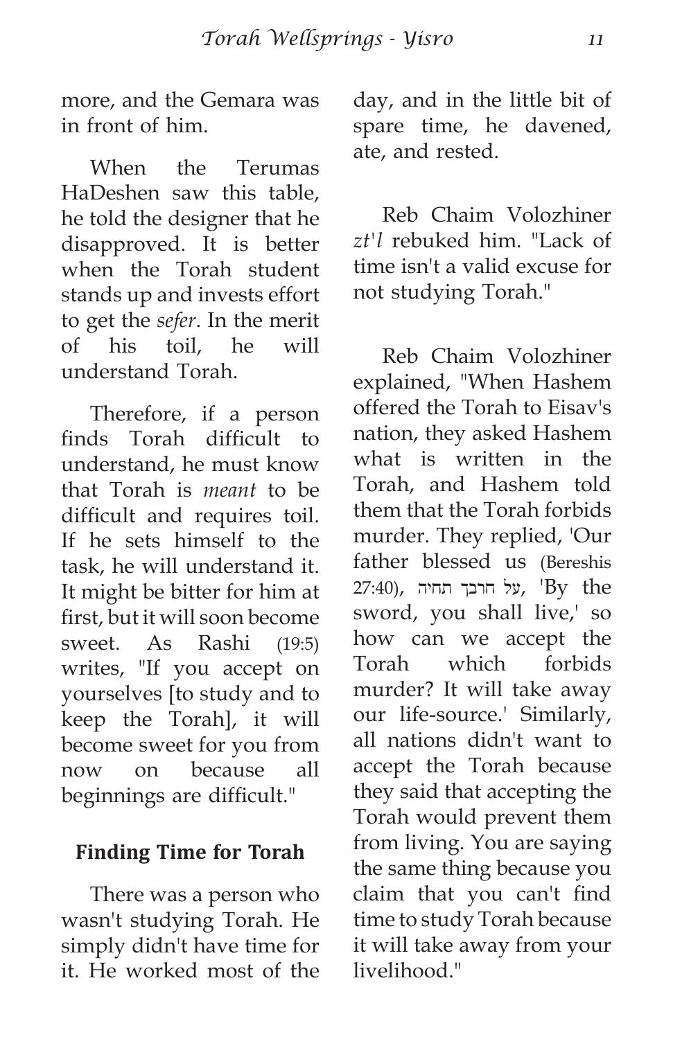more, and the Gemara was in front of him.

When the Terumas HaDeshen saw this table, he told the designer that he disapproved. It is better when the Torah student stands up and invests effort to get the *sefer*. In the merit of his toil, he will understand Torah.

Therefore, if a person finds Torah difficult to understand, he must know that Torah is *meant* to be difficult and requires toil. If he sets himself to the task, he will understand it. It might be bitter for him at first, but it will soon become sweet. As Rashi (19:5) writes, "If you accept on yourselves [to study and to keep the Torah], it will become sweet for you from now on because all beginnings are difficult."

## Finding Time for Torah

There was a person who wasn't studying Torah. He simply didn't have time for it. He worked most of the day, and in the little bit of spare time, he davened, ate, and rested.

Reb Chaim Volozhiner *zt'l* rebuked him. "Lack of time isn't a valid excuse for not studying Torah."

Reb Chaim Volozhiner explained, "When Hashem offered the Torah to Eisav's nation, they asked Hashem what is written in the Torah, and Hashem told them that the Torah forbids murder. They replied, 'Our father blessed us (Bereshis 27:40), על חרבך תחיה, 'By the sword, you shall live,' so how can we accept the Torah which forbids murder? It will take away our life-source.' Similarly, all nations didn't want to accept the Torah because they said that accepting the Torah would prevent them from living. You are saying the same thing because you claim that you can't find time to study Torah because it will take away from your livelihood."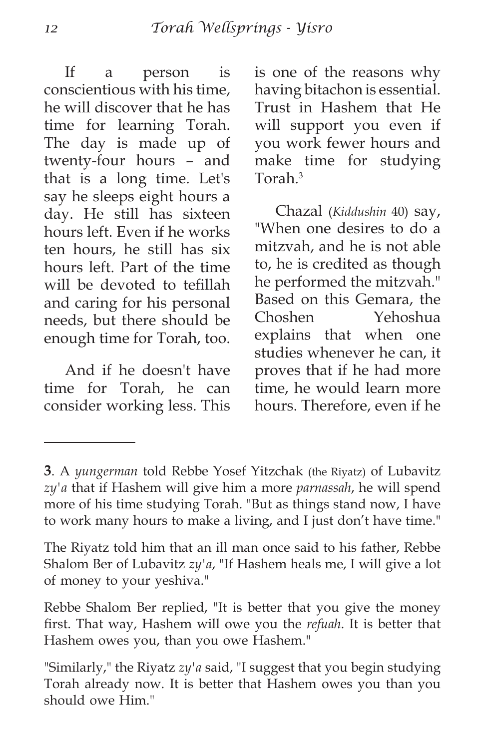If a person is conscientious with his time, he will discover that he has time for learning Torah. The day is made up of twenty-four hours – and that is a long time. Let's say he sleeps eight hours a day. He still has sixteen hours left. Even if he works ten hours, he still has six hours left. Part of the time will be devoted to tefillah and caring for his personal needs, but there should be enough time for Torah, too.

And if he doesn't have time for Torah, he can consider working less. This is one of the reasons why having bitachon is essential. Trust in Hashem that He will support you even if you work fewer hours and make time for studying Torah.[3]

Chazal (*Kiddushin* 40) say, "When one desires to do a mitzvah, and he is not able to, he is credited as though he performed the mitzvah." Based on this Gemara, the Choshen Yehoshua explains that when one studies whenever he can, it proves that if he had more time, he would learn more hours. Therefore, even if he

---

**3**. A *yungerman* told Rebbe Yosef Yitzchak (the Riyatz) of Lubavitz *zy'a* that if Hashem will give him a more *parnassah*, he will spend more of his time studying Torah. "But as things stand now, I have to work many hours to make a living, and I just don't have time."

The Riyatz told him that an ill man once said to his father, Rebbe Shalom Ber of Lubavitz *zy'a*, "If Hashem heals me, I will give a lot of money to your yeshiva."

Rebbe Shalom Ber replied, "It is better that you give the money first. That way, Hashem will owe you the *refuah*. It is better that Hashem owes you, than you owe Hashem."

"Similarly," the Riyatz *zy'a* said, "I suggest that you begin studying Torah already now. It is better that Hashem owes you than you should owe Him."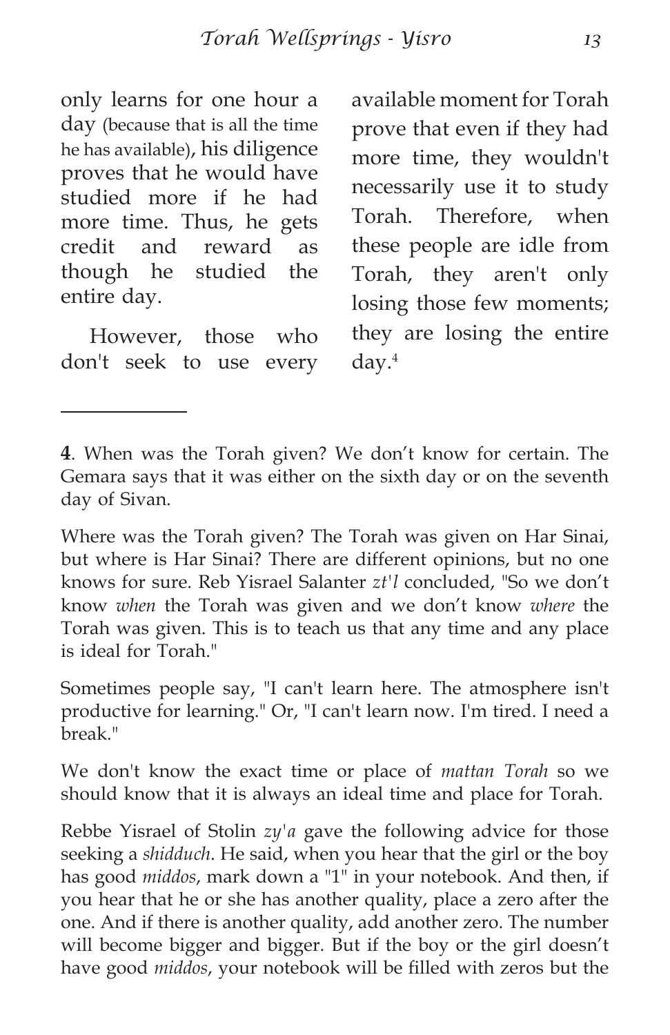only learns for one hour a day (because that is all the time he has available), his diligence proves that he would have studied more if he had more time. Thus, he gets credit and reward as though he studied the entire day.

However, those who don't seek to use every available moment for Torah prove that even if they had more time, they wouldn't necessarily use it to study Torah. Therefore, when these people are idle from Torah, they aren't only losing those few moments; they are losing the entire day.[4]

---

**4**. When was the Torah given? We don't know for certain. The Gemara says that it was either on the sixth day or on the seventh day of Sivan.

Where was the Torah given? The Torah was given on Har Sinai, but where is Har Sinai? There are different opinions, but no one knows for sure. Reb Yisrael Salanter *zt'l* concluded, "So we don't know *when* the Torah was given and we don't know *where* the Torah was given. This is to teach us that any time and any place is ideal for Torah."

Sometimes people say, "I can't learn here. The atmosphere isn't productive for learning." Or, "I can't learn now. I'm tired. I need a break."

We don't know the exact time or place of *mattan Torah* so we should know that it is always an ideal time and place for Torah.

Rebbe Yisrael of Stolin *zy'a* gave the following advice for those seeking a *shidduch*. He said, when you hear that the girl or the boy has good *middos*, mark down a "1" in your notebook. And then, if you hear that he or she has another quality, place a zero after the one. And if there is another quality, add another zero. The number will become bigger and bigger. But if the boy or the girl doesn't have good *middos*, your notebook will be filled with zeros but the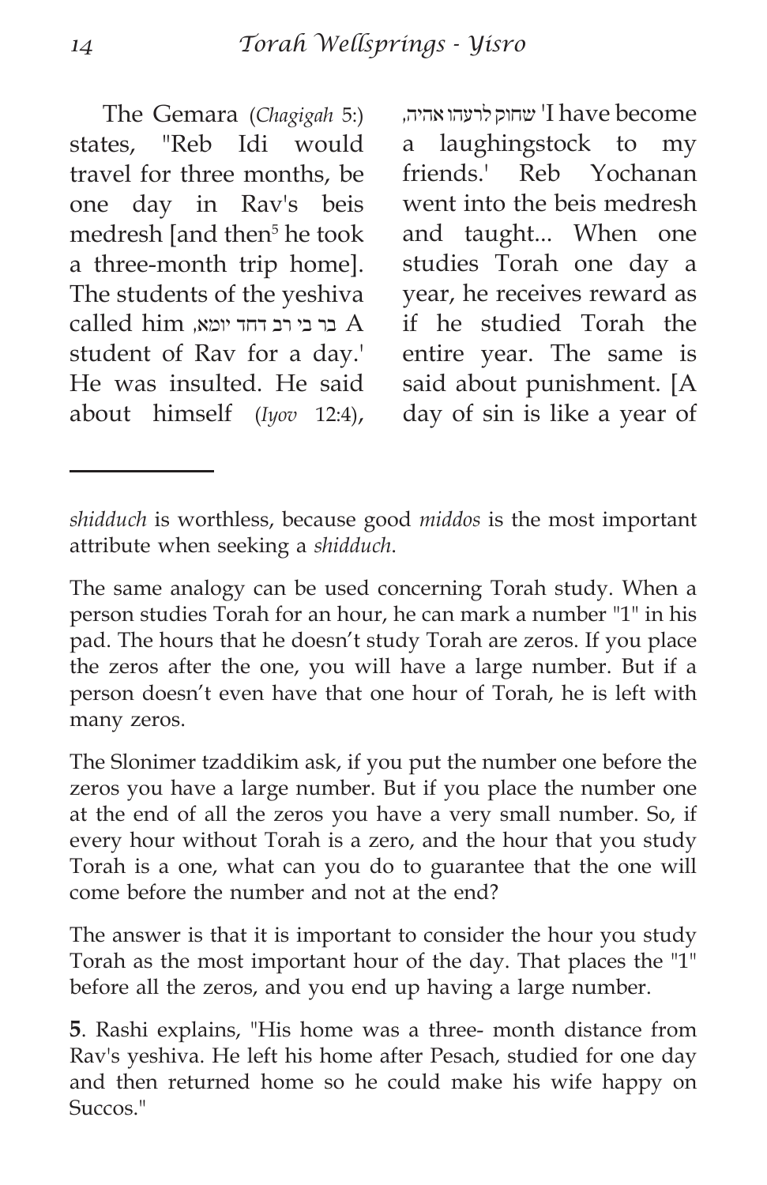The Gemara (*Chagigah* 5:) states, "Reb Idi would travel for three months, be one day in Rav's beis medresh [and then[5] he took a three-month trip home]. The students of the yeshiva called him ,בר בי רב דחד יומא, A student of Rav for a day.' He was insulted. He said about himself (*Iyov* 12:4), ,שחוק לרעהו אהיה 'I have become a laughingstock to my friends.' Reb Yochanan went into the beis medresh and taught... When one studies Torah one day a year, he receives reward as if he studied Torah the entire year. The same is said about punishment. [A day of sin is like a year of

---

*shidduch* is worthless, because good *middos* is the most important attribute when seeking a *shidduch*.

The same analogy can be used concerning Torah study. When a person studies Torah for an hour, he can mark a number "1" in his pad. The hours that he doesn't study Torah are zeros. If you place the zeros after the one, you will have a large number. But if a person doesn't even have that one hour of Torah, he is left with many zeros.

The Slonimer tzaddikim ask, if you put the number one before the zeros you have a large number. But if you place the number one at the end of all the zeros you have a very small number. So, if every hour without Torah is a zero, and the hour that you study Torah is a one, what can you do to guarantee that the one will come before the number and not at the end?

The answer is that it is important to consider the hour you study Torah as the most important hour of the day. That places the "1" before all the zeros, and you end up having a large number.

**5**. Rashi explains, "His home was a three- month distance from Rav's yeshiva. He left his home after Pesach, studied for one day and then returned home so he could make his wife happy on Succos."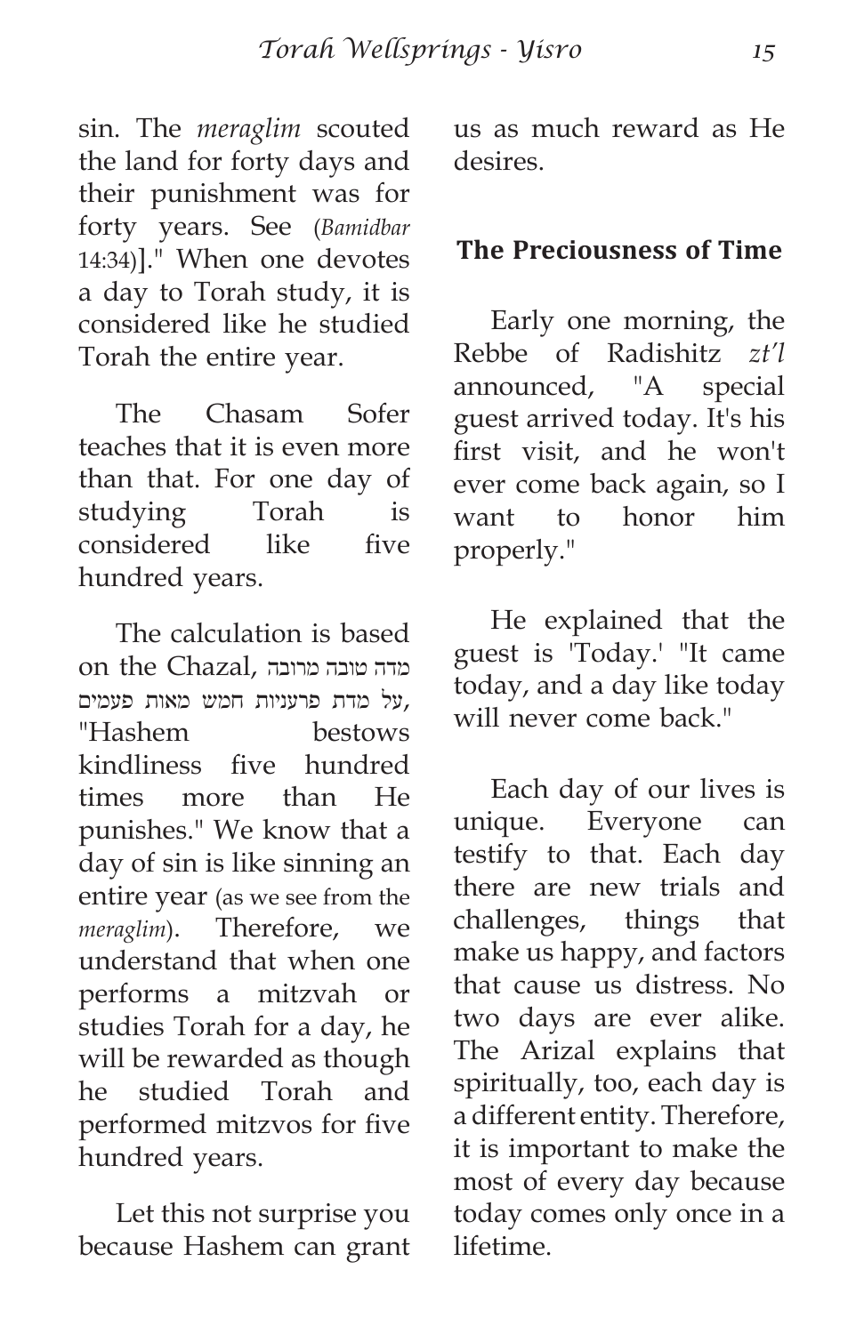sin. The *meraglim* scouted the land for forty days and their punishment was for forty years. See (*Bamidbar* 14:34)]." When one devotes a day to Torah study, it is considered like he studied Torah the entire year.

The Chasam Sofer teaches that it is even more than that. For one day of studying Torah is considered like five hundred years.

The calculation is based on the Chazal, מדה טובה מרובה על מדת פרעניות חמש מאות פעמים, "Hashem bestows kindliness five hundred times more than He punishes." We know that a day of sin is like sinning an entire year (as we see from the *meraglim*). Therefore, we understand that when one performs a mitzvah or studies Torah for a day, he will be rewarded as though he studied Torah and performed mitzvos for five hundred years.

Let this not surprise you because Hashem can grant us as much reward as He desires.

## The Preciousness of Time

Early one morning, the Rebbe of Radishitz *zt'l* announced, "A special guest arrived today. It's his first visit, and he won't ever come back again, so I want to honor him properly."

He explained that the guest is 'Today.' "It came today, and a day like today will never come back."

Each day of our lives is unique. Everyone can testify to that. Each day there are new trials and challenges, things that make us happy, and factors that cause us distress. No two days are ever alike. The Arizal explains that spiritually, too, each day is a different entity. Therefore, it is important to make the most of every day because today comes only once in a lifetime.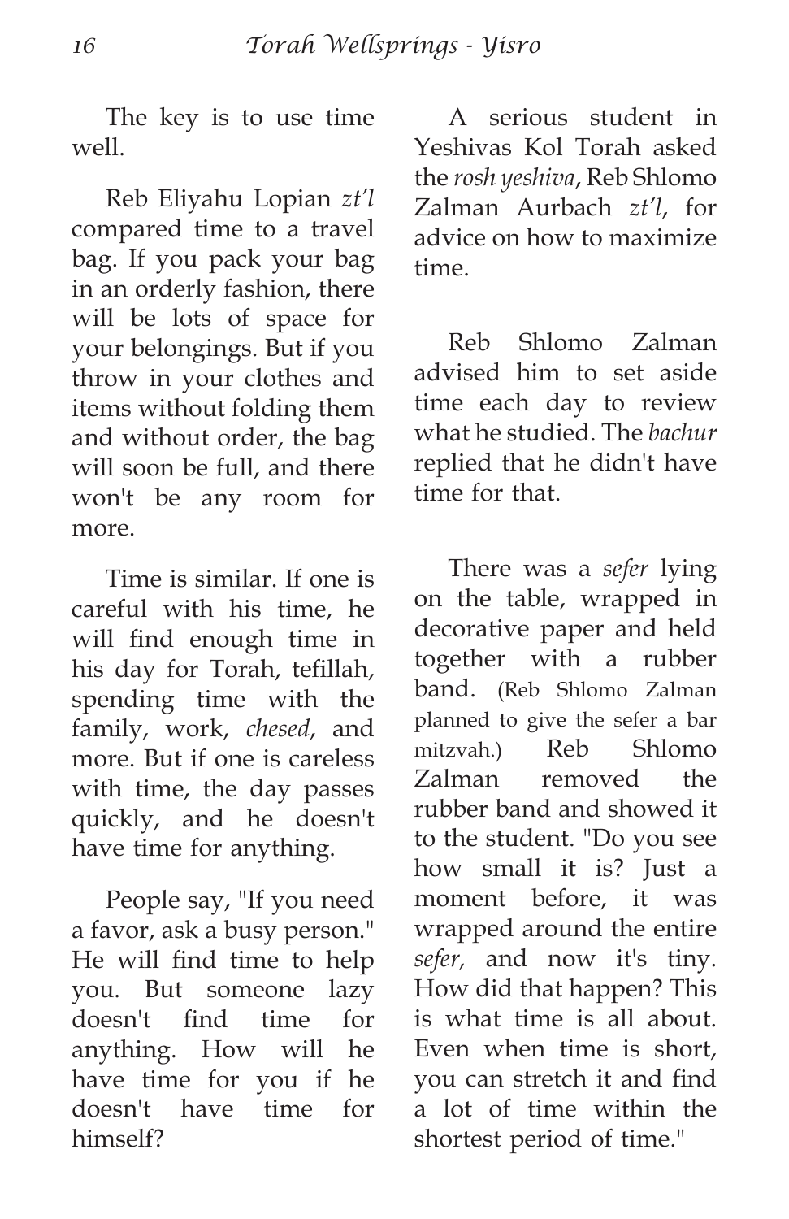The key is to use time well.

Reb Eliyahu Lopian *zt'l* compared time to a travel bag. If you pack your bag in an orderly fashion, there will be lots of space for your belongings. But if you throw in your clothes and items without folding them and without order, the bag will soon be full, and there won't be any room for more.

Time is similar. If one is careful with his time, he will find enough time in his day for Torah, tefillah, spending time with the family, work, *chesed*, and more. But if one is careless with time, the day passes quickly, and he doesn't have time for anything.

People say, "If you need a favor, ask a busy person." He will find time to help you. But someone lazy doesn't find time for anything. How will he have time for you if he doesn't have time for himself?

A serious student in Yeshivas Kol Torah asked the *rosh yeshiva*, Reb Shlomo Zalman Aurbach *zt'l*, for advice on how to maximize time.

Reb Shlomo Zalman advised him to set aside time each day to review what he studied. The *bachur* replied that he didn't have time for that.

There was a *sefer* lying on the table, wrapped in decorative paper and held together with a rubber band. (Reb Shlomo Zalman planned to give the sefer a bar mitzvah.) Reb Shlomo Zalman removed the rubber band and showed it to the student. "Do you see how small it is? Just a moment before, it was wrapped around the entire *sefer,* and now it's tiny. How did that happen? This is what time is all about. Even when time is short, you can stretch it and find a lot of time within the shortest period of time."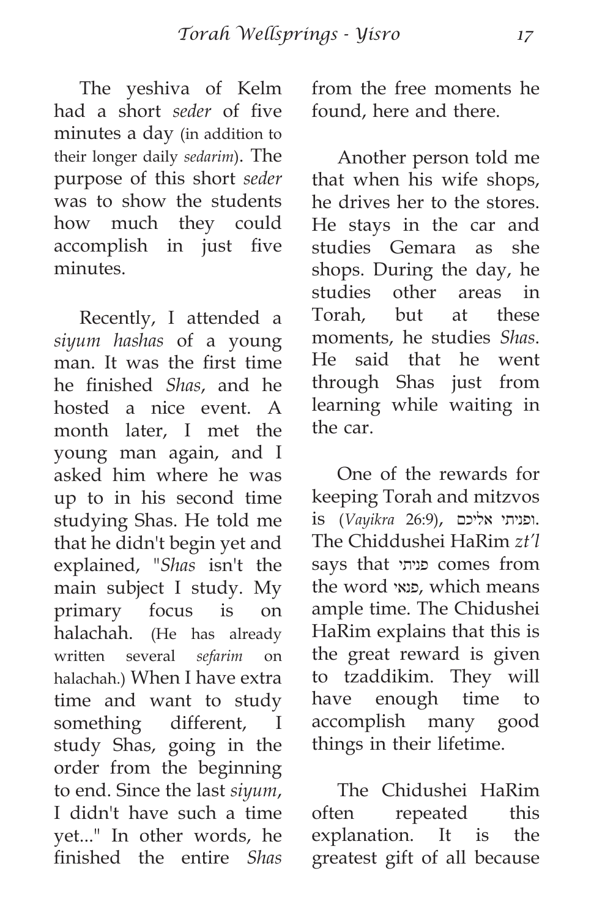The yeshiva of Kelm had a short *seder* of five minutes a day (in addition to their longer daily *sedarim*). The purpose of this short *seder* was to show the students how much they could accomplish in just five minutes.

Recently, I attended a *siyum hashas* of a young man. It was the first time he finished *Shas*, and he hosted a nice event. A month later, I met the young man again, and I asked him where he was up to in his second time studying Shas. He told me that he didn't begin yet and explained, "*Shas* isn't the main subject I study. My primary focus is on halachah. (He has already written several *sefarim* on halachah.) When I have extra time and want to study something different, I study Shas, going in the order from the beginning to end. Since the last *siyum*, I didn't have such a time yet..." In other words, he finished the entire *Shas* from the free moments he found, here and there.

Another person told me that when his wife shops, he drives her to the stores. He stays in the car and studies Gemara as she shops. During the day, he studies other areas in Torah, but at these moments, he studies *Shas*. He said that he went through Shas just from learning while waiting in the car.

One of the rewards for keeping Torah and mitzvos is (*Vayikra* 26:9), ופניתי אליכם. The Chiddushei HaRim *zt'l* says that פניתי comes from the word פנאי, which means ample time. The Chidushei HaRim explains that this is the great reward is given to tzaddikim. They will have enough time to accomplish many good things in their lifetime.

The Chidushei HaRim often repeated this explanation. It is the greatest gift of all because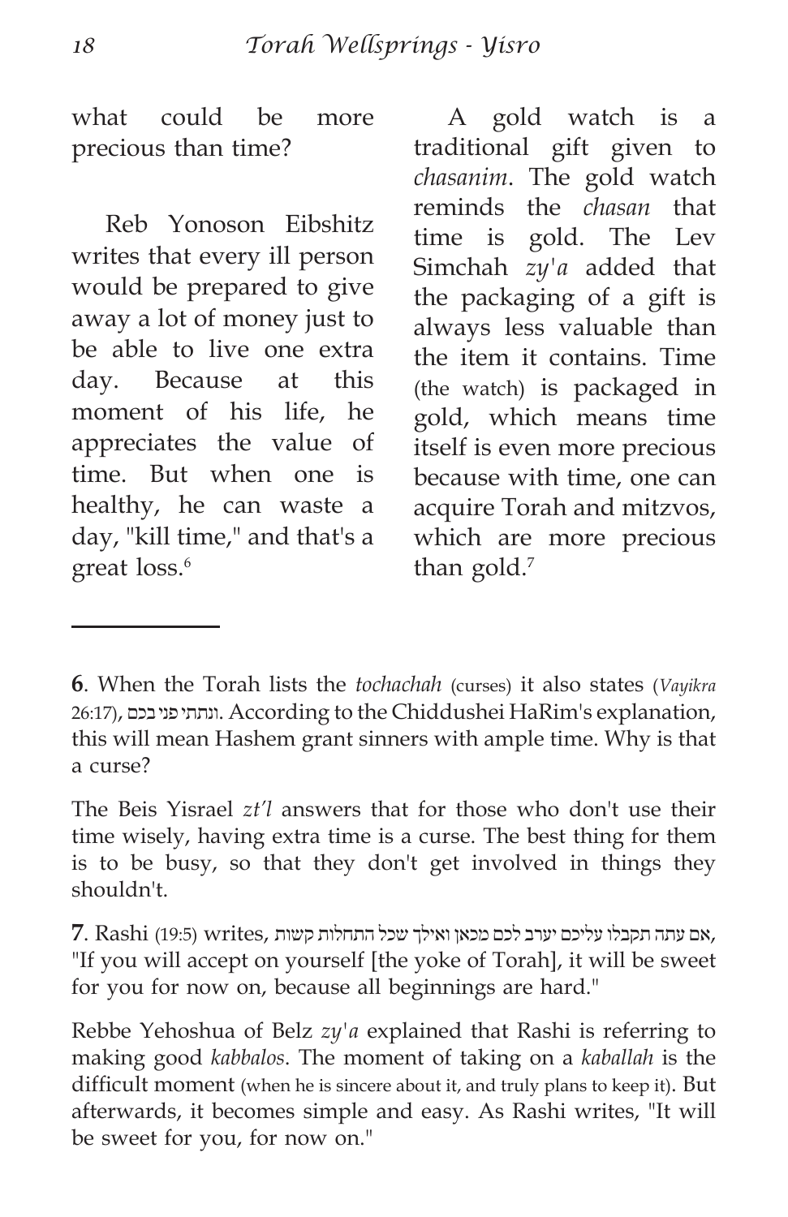what could be more precious than time?

Reb Yonoson Eibshitz writes that every ill person would be prepared to give away a lot of money just to be able to live one extra day. Because at this moment of his life, he appreciates the value of time. But when one is healthy, he can waste a day, "kill time," and that's a great loss.[6]

A gold watch is a traditional gift given to *chasanim*. The gold watch reminds the *chasan* that time is gold. The Lev Simchah *zy'a* added that the packaging of a gift is always less valuable than the item it contains. Time (the watch) is packaged in gold, which means time itself is even more precious because with time, one can acquire Torah and mitzvos, which are more precious than gold.[7]

---

**6**. When the Torah lists the *tochachah* (curses) it also states (*Vayikra* 26:17), ונתתי פני בכם. According to the Chiddushei HaRim's explanation, this will mean Hashem grant sinners with ample time. Why is that a curse?

The Beis Yisrael *zt'l* answers that for those who don't use their time wisely, having extra time is a curse. The best thing for them is to be busy, so that they don't get involved in things they shouldn't.

**7**. Rashi (19:5) writes, אם עתה תקבלו עליכם יערב לכם מכאן ואילך שכל התחלות קשות, "If you will accept on yourself [the yoke of Torah], it will be sweet for you for now on, because all beginnings are hard."

Rebbe Yehoshua of Belz *zy'a* explained that Rashi is referring to making good *kabbalos*. The moment of taking on a *kaballah* is the difficult moment (when he is sincere about it, and truly plans to keep it). But afterwards, it becomes simple and easy. As Rashi writes, "It will be sweet for you, for now on."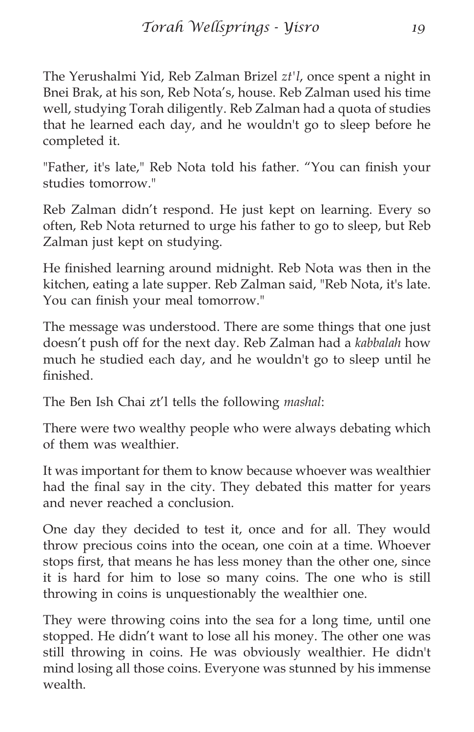The Yerushalmi Yid, Reb Zalman Brizel *zt'l*, once spent a night in Bnei Brak, at his son, Reb Nota's, house. Reb Zalman used his time well, studying Torah diligently. Reb Zalman had a quota of studies that he learned each day, and he wouldn't go to sleep before he completed it.

"Father, it's late," Reb Nota told his father. "You can finish your studies tomorrow."

Reb Zalman didn't respond. He just kept on learning. Every so often, Reb Nota returned to urge his father to go to sleep, but Reb Zalman just kept on studying.

He finished learning around midnight. Reb Nota was then in the kitchen, eating a late supper. Reb Zalman said, "Reb Nota, it's late. You can finish your meal tomorrow."

The message was understood. There are some things that one just doesn't push off for the next day. Reb Zalman had a *kabbalah* how much he studied each day, and he wouldn't go to sleep until he finished.

The Ben Ish Chai zt'l tells the following *mashal*:

There were two wealthy people who were always debating which of them was wealthier.

It was important for them to know because whoever was wealthier had the final say in the city. They debated this matter for years and never reached a conclusion.

One day they decided to test it, once and for all. They would throw precious coins into the ocean, one coin at a time. Whoever stops first, that means he has less money than the other one, since it is hard for him to lose so many coins. The one who is still throwing in coins is unquestionably the wealthier one.

They were throwing coins into the sea for a long time, until one stopped. He didn't want to lose all his money. The other one was still throwing in coins. He was obviously wealthier. He didn't mind losing all those coins. Everyone was stunned by his immense wealth.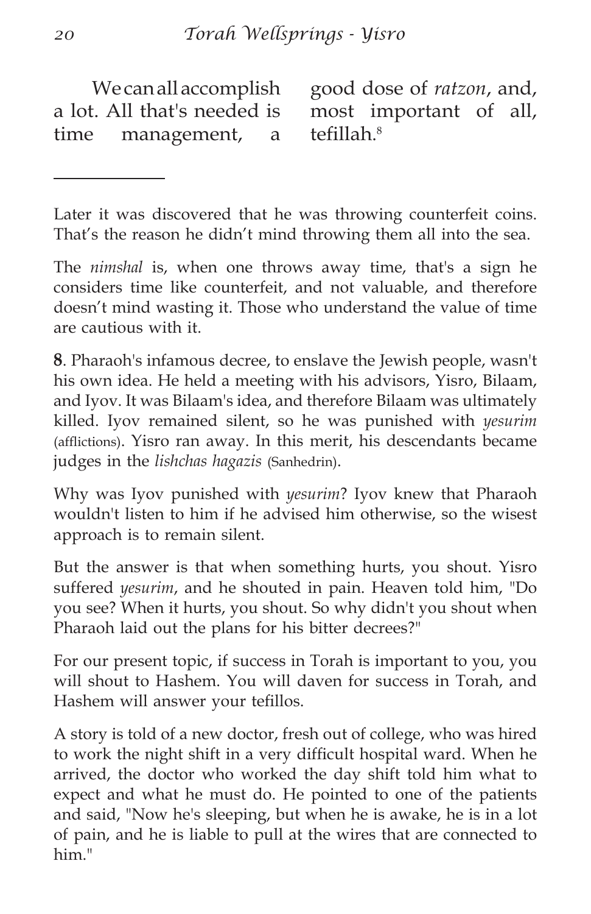We can all accomplish a lot. All that's needed is time management, a good dose of *ratzon*, and, most important of all, tefillah.[8]

---

Later it was discovered that he was throwing counterfeit coins. That's the reason he didn't mind throwing them all into the sea.

The *nimshal* is, when one throws away time, that's a sign he considers time like counterfeit, and not valuable, and therefore doesn't mind wasting it. Those who understand the value of time are cautious with it.

**8**. Pharaoh's infamous decree, to enslave the Jewish people, wasn't his own idea. He held a meeting with his advisors, Yisro, Bilaam, and Iyov. It was Bilaam's idea, and therefore Bilaam was ultimately killed. Iyov remained silent, so he was punished with *yesurim* (afflictions). Yisro ran away. In this merit, his descendants became judges in the *lishchas hagazis* (Sanhedrin).

Why was Iyov punished with *yesurim*? Iyov knew that Pharaoh wouldn't listen to him if he advised him otherwise, so the wisest approach is to remain silent.

But the answer is that when something hurts, you shout. Yisro suffered *yesurim*, and he shouted in pain. Heaven told him, "Do you see? When it hurts, you shout. So why didn't you shout when Pharaoh laid out the plans for his bitter decrees?"

For our present topic, if success in Torah is important to you, you will shout to Hashem. You will daven for success in Torah, and Hashem will answer your tefillos.

A story is told of a new doctor, fresh out of college, who was hired to work the night shift in a very difficult hospital ward. When he arrived, the doctor who worked the day shift told him what to expect and what he must do. He pointed to one of the patients and said, "Now he's sleeping, but when he is awake, he is in a lot of pain, and he is liable to pull at the wires that are connected to him."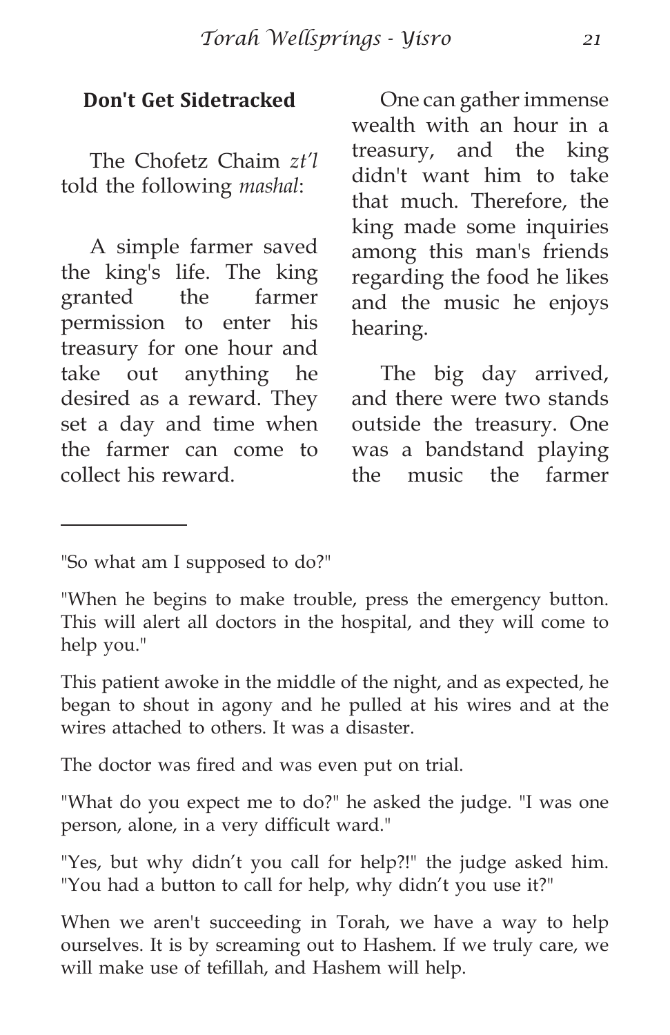**Don't Get Sidetracked**

The Chofetz Chaim *zt'l* told the following *mashal*:

A simple farmer saved the king's life. The king granted the farmer permission to enter his treasury for one hour and take out anything he desired as a reward. They set a day and time when the farmer can come to collect his reward.

One can gather immense wealth with an hour in a treasury, and the king didn't want him to take that much. Therefore, the king made some inquiries among this man's friends regarding the food he likes and the music he enjoys hearing.

The big day arrived, and there were two stands outside the treasury. One was a bandstand playing the music the farmer

---

"So what am I supposed to do?"

"When he begins to make trouble, press the emergency button. This will alert all doctors in the hospital, and they will come to help you."

This patient awoke in the middle of the night, and as expected, he began to shout in agony and he pulled at his wires and at the wires attached to others. It was a disaster.

The doctor was fired and was even put on trial.

"What do you expect me to do?" he asked the judge. "I was one person, alone, in a very difficult ward."

"Yes, but why didn't you call for help?!" the judge asked him. "You had a button to call for help, why didn't you use it?"

When we aren't succeeding in Torah, we have a way to help ourselves. It is by screaming out to Hashem. If we truly care, we will make use of tefillah, and Hashem will help.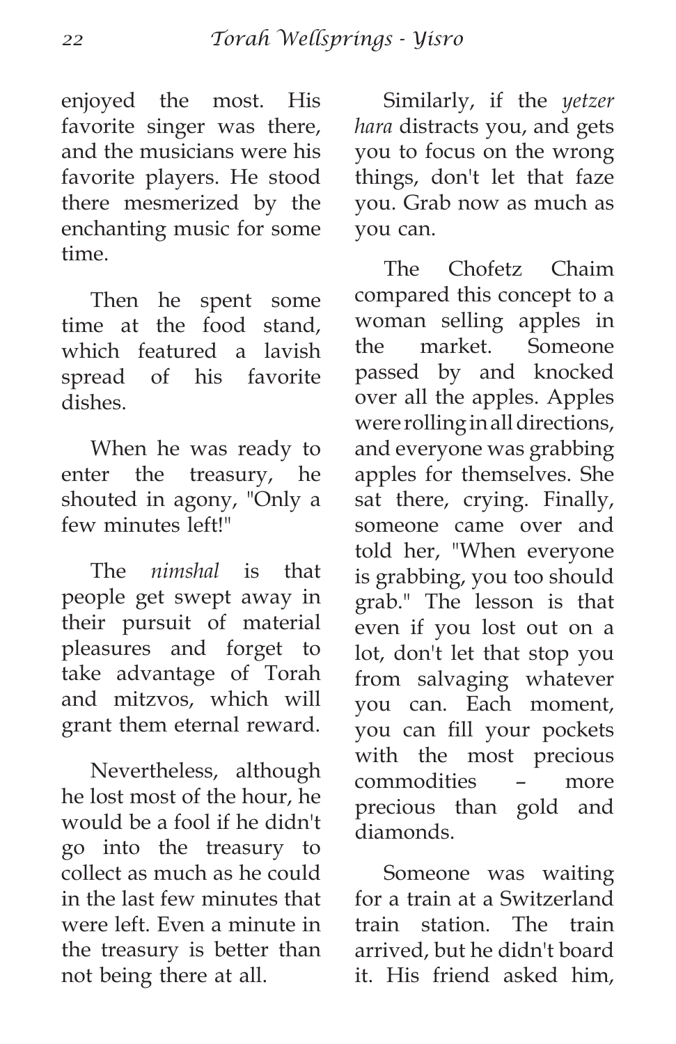enjoyed the most. His favorite singer was there, and the musicians were his favorite players. He stood there mesmerized by the enchanting music for some time.

Then he spent some time at the food stand, which featured a lavish spread of his favorite dishes.

When he was ready to enter the treasury, he shouted in agony, "Only a few minutes left!"

The *nimshal* is that people get swept away in their pursuit of material pleasures and forget to take advantage of Torah and mitzvos, which will grant them eternal reward.

Nevertheless, although he lost most of the hour, he would be a fool if he didn't go into the treasury to collect as much as he could in the last few minutes that were left. Even a minute in the treasury is better than not being there at all.

Similarly, if the *yetzer hara* distracts you, and gets you to focus on the wrong things, don't let that faze you. Grab now as much as you can.

The Chofetz Chaim compared this concept to a woman selling apples in the market. Someone passed by and knocked over all the apples. Apples were rolling in all directions, and everyone was grabbing apples for themselves. She sat there, crying. Finally, someone came over and told her, "When everyone is grabbing, you too should grab." The lesson is that even if you lost out on a lot, don't let that stop you from salvaging whatever you can. Each moment, you can fill your pockets with the most precious commodities – more precious than gold and diamonds.

Someone was waiting for a train at a Switzerland train station. The train arrived, but he didn't board it. His friend asked him,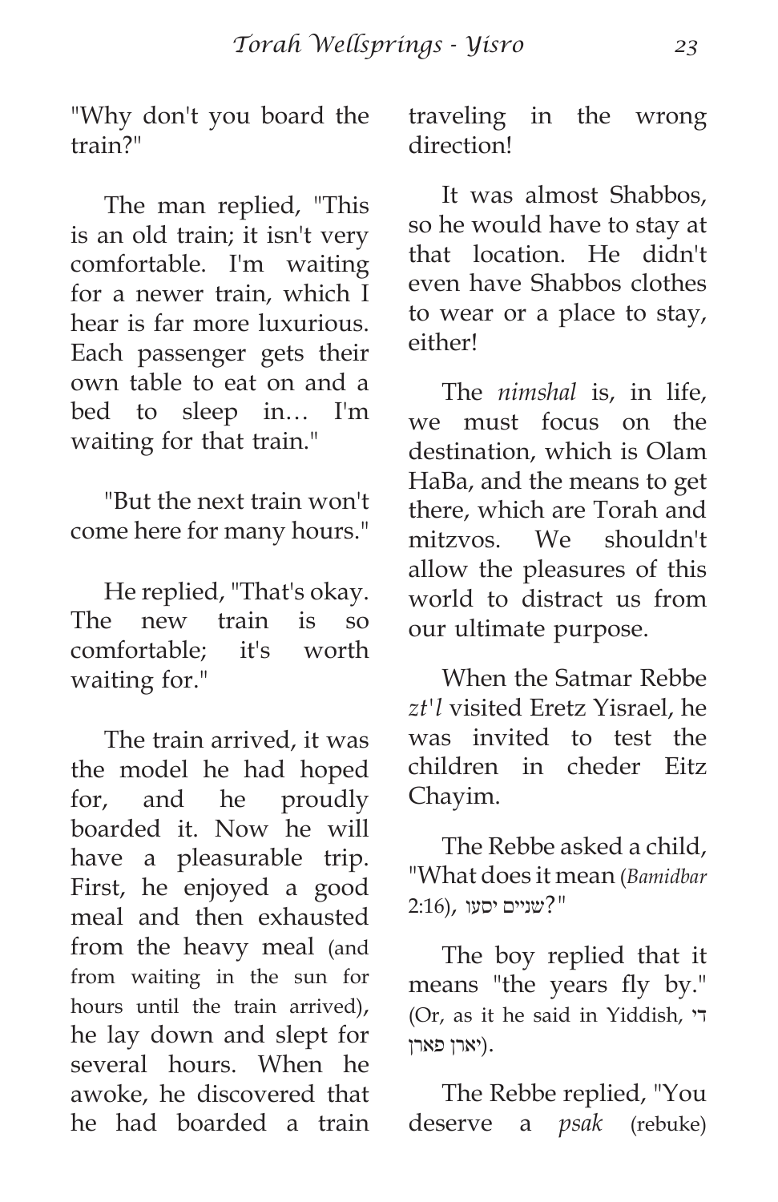"Why don't you board the train?"

The man replied, "This is an old train; it isn't very comfortable. I'm waiting for a newer train, which I hear is far more luxurious. Each passenger gets their own table to eat on and a bed to sleep in… I'm waiting for that train."

"But the next train won't come here for many hours."

He replied, "That's okay. The new train is so comfortable; it's worth waiting for."

The train arrived, it was the model he had hoped for, and he proudly boarded it. Now he will have a pleasurable trip. First, he enjoyed a good meal and then exhausted from the heavy meal (and from waiting in the sun for hours until the train arrived), he lay down and slept for several hours. When he awoke, he discovered that he had boarded a train traveling in the wrong direction!

It was almost Shabbos, so he would have to stay at that location. He didn't even have Shabbos clothes to wear or a place to stay, either!

The *nimshal* is, in life, we must focus on the destination, which is Olam HaBa, and the means to get there, which are Torah and mitzvos. We shouldn't allow the pleasures of this world to distract us from our ultimate purpose.

When the Satmar Rebbe *zt'l* visited Eretz Yisrael, he was invited to test the children in cheder Eitz Chayim.

The Rebbe asked a child, "What does it mean (*Bamidbar* 2:16), שניים יסעו?"

The boy replied that it means "the years fly by." (Or, as it he said in Yiddish, די יארן פארן).

The Rebbe replied, "You deserve a *psak* (rebuke)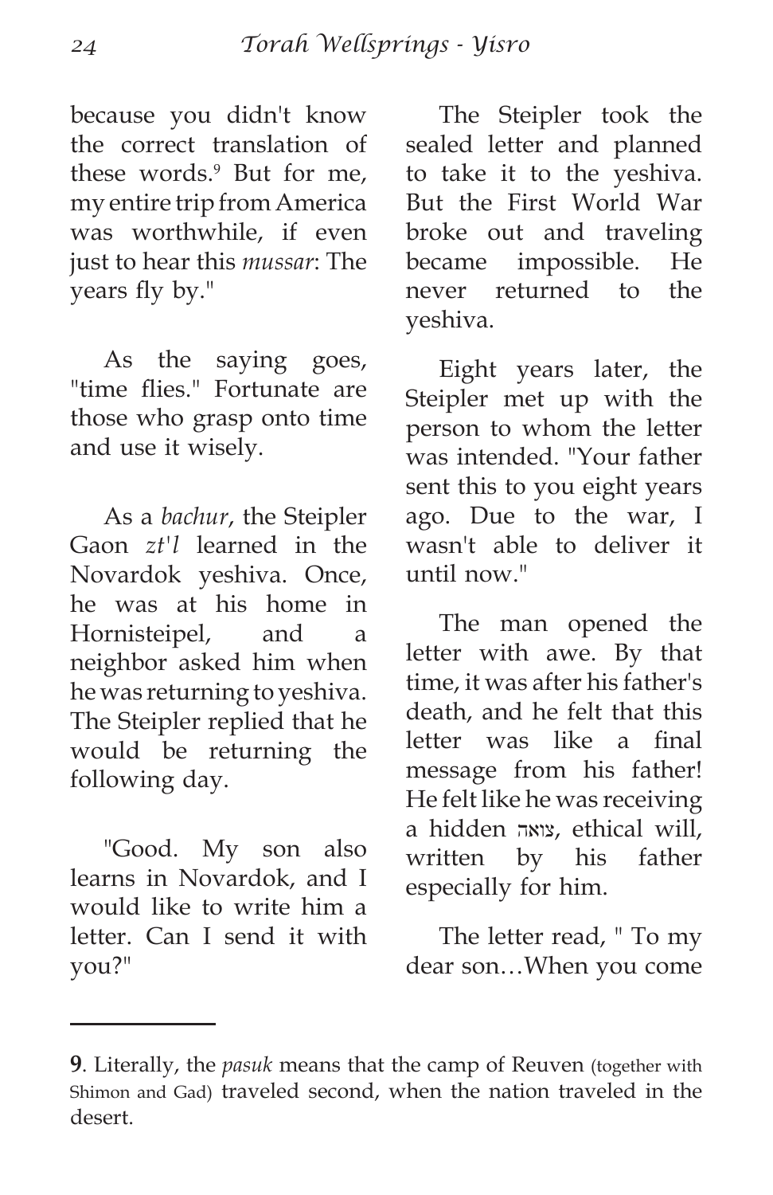because you didn't know the correct translation of these words.[9] But for me, my entire trip from America was worthwhile, if even just to hear this *mussar*: The years fly by."

As the saying goes, "time flies." Fortunate are those who grasp onto time and use it wisely.

As a *bachur*, the Steipler Gaon *zt'l* learned in the Novardok yeshiva. Once, he was at his home in Hornisteipel, and a neighbor asked him when he was returning to yeshiva. The Steipler replied that he would be returning the following day.

"Good. My son also learns in Novardok, and I would like to write him a letter. Can I send it with you?"

The Steipler took the sealed letter and planned to take it to the yeshiva. But the First World War broke out and traveling became impossible. He never returned to the yeshiva.

Eight years later, the Steipler met up with the person to whom the letter was intended. "Your father sent this to you eight years ago. Due to the war, I wasn't able to deliver it until now."

The man opened the letter with awe. By that time, it was after his father's death, and he felt that this letter was like a final message from his father! He felt like he was receiving a hidden צואה, ethical will, written by his father especially for him.

The letter read, " To my dear son…When you come

---

**9**. Literally, the *pasuk* means that the camp of Reuven (together with Shimon and Gad) traveled second, when the nation traveled in the desert.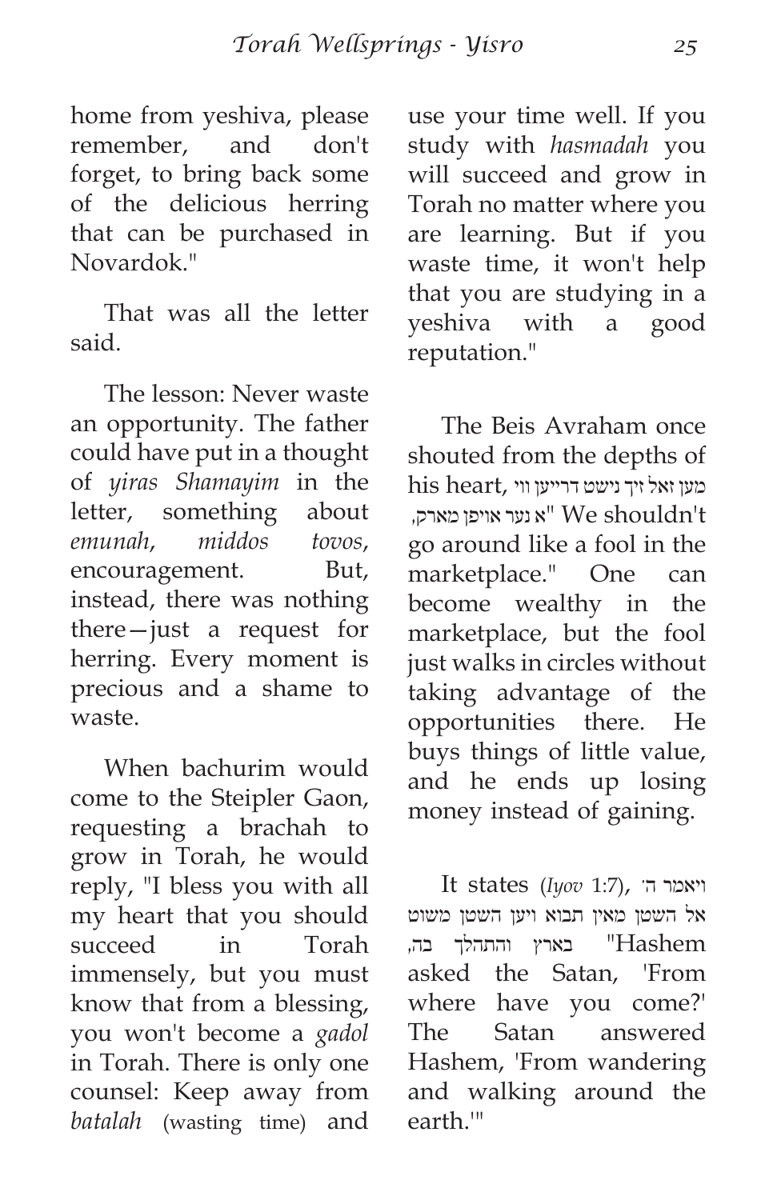home from yeshiva, please remember, and don't forget, to bring back some of the delicious herring that can be purchased in Novardok."

That was all the letter said.

The lesson: Never waste an opportunity. The father could have put in a thought of *yiras Shamayim* in the letter, something about *emunah*, *middos tovos*, encouragement. But, instead, there was nothing there—just a request for herring. Every moment is precious and a shame to waste.

When bachurim would come to the Steipler Gaon, requesting a brachah to grow in Torah, he would reply, "I bless you with all my heart that you should succeed in Torah immensely, but you must know that from a blessing, you won't become a *gadol* in Torah. There is only one counsel: Keep away from *batalah* (wasting time) and use your time well. If you study with *hasmadah* you will succeed and grow in Torah no matter where you are learning. But if you waste time, it won't help that you are studying in a yeshiva with a good reputation."

The Beis Avraham once shouted from the depths of his heart, מען זאל זיך נישט דרייען ווי א נער אויפן מארק, "We shouldn't go around like a fool in the marketplace." One can become wealthy in the marketplace, but the fool just walks in circles without taking advantage of the opportunities there. He buys things of little value, and he ends up losing money instead of gaining.

It states (*Iyov* 1:7), ויאמר ה' אל השטן מאין תבוא ויען השטן משוט בארץ והתהלך בה, "Hashem asked the Satan, 'From where have you come?' The Satan answered Hashem, 'From wandering and walking around the earth.'"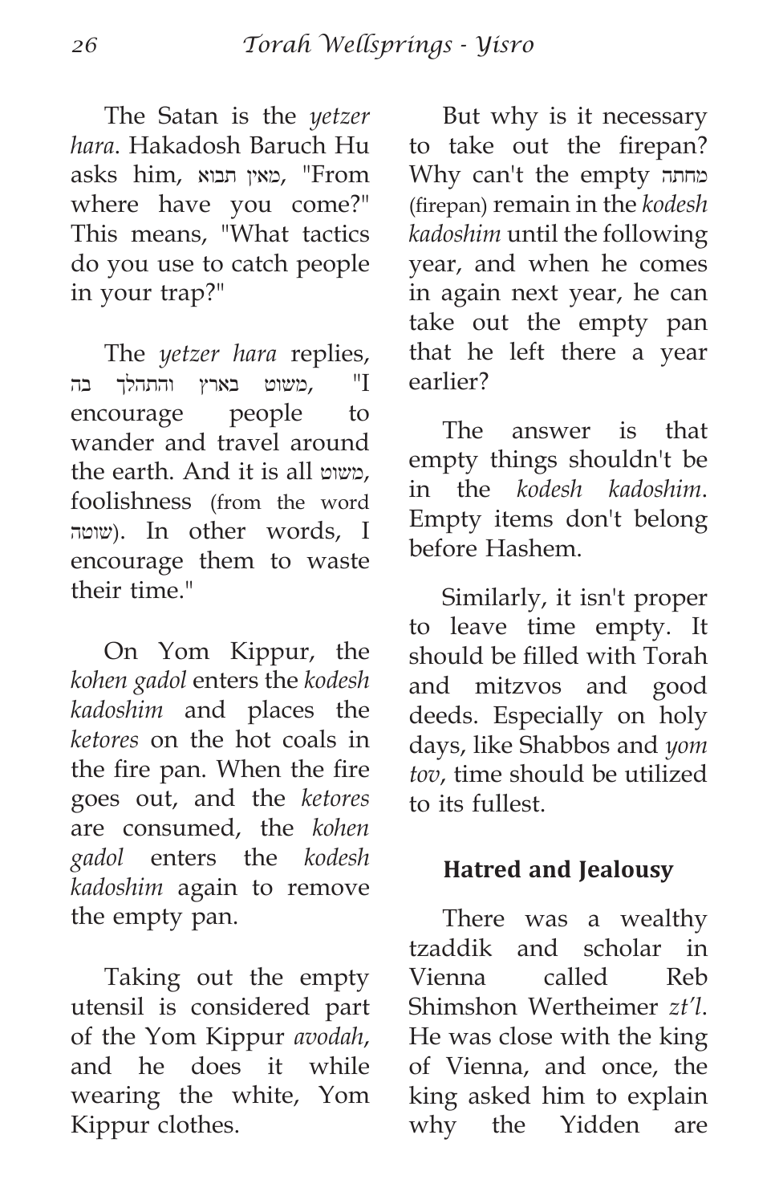The Satan is the *yetzer hara*. Hakadosh Baruch Hu asks him, מאין תבוא, "From where have you come?" This means, "What tactics do you use to catch people in your trap?"

The *yetzer hara* replies, משוט בארץ והתהלך בה, "I encourage people to wander and travel around the earth. And it is all משוט, foolishness (from the word שוטה). In other words, I encourage them to waste their time."

On Yom Kippur, the *kohen gadol* enters the *kodesh kadoshim* and places the *ketores* on the hot coals in the fire pan. When the fire goes out, and the *ketores* are consumed, the *kohen gadol* enters the *kodesh kadoshim* again to remove the empty pan.

Taking out the empty utensil is considered part of the Yom Kippur *avodah*, and he does it while wearing the white, Yom Kippur clothes.

But why is it necessary to take out the firepan? Why can't the empty מחתה (firepan) remain in the *kodesh kadoshim* until the following year, and when he comes in again next year, he can take out the empty pan that he left there a year earlier?

The answer is that empty things shouldn't be in the *kodesh kadoshim*. Empty items don't belong before Hashem.

Similarly, it isn't proper to leave time empty. It should be filled with Torah and mitzvos and good deeds. Especially on holy days, like Shabbos and *yom tov*, time should be utilized to its fullest.

### Hatred and Jealousy

There was a wealthy tzaddik and scholar in Vienna called Reb Shimshon Wertheimer *zt'l*. He was close with the king of Vienna, and once, the king asked him to explain why the Yidden are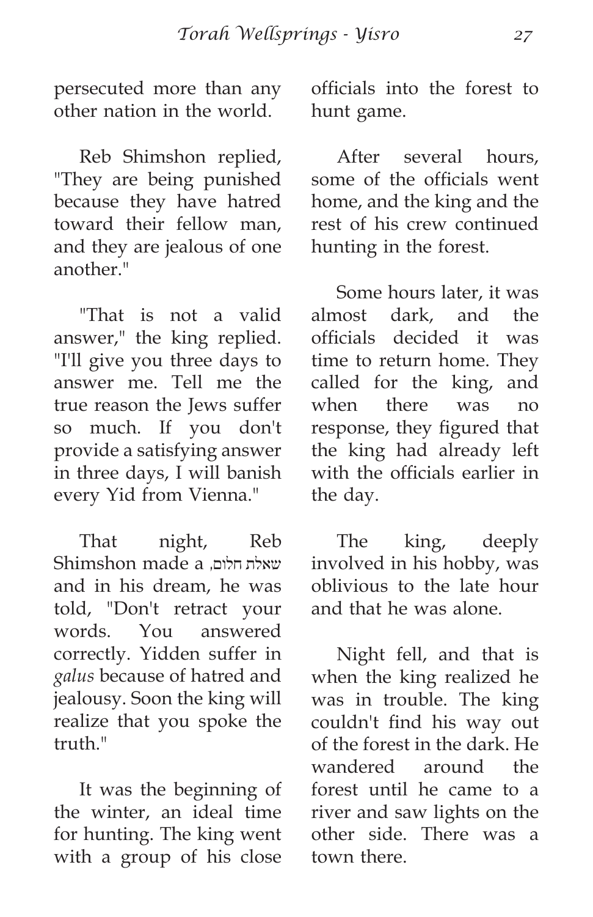persecuted more than any other nation in the world.

Reb Shimshon replied, "They are being punished because they have hatred toward their fellow man, and they are jealous of one another."

"That is not a valid answer," the king replied. "I'll give you three days to answer me. Tell me the true reason the Jews suffer so much. If you don't provide a satisfying answer in three days, I will banish every Yid from Vienna."

That night, Reb Shimshon made a שאלת חלום, and in his dream, he was told, "Don't retract your words. You answered correctly. Yidden suffer in *galus* because of hatred and jealousy. Soon the king will realize that you spoke the truth."

It was the beginning of the winter, an ideal time for hunting. The king went with a group of his close officials into the forest to hunt game.

After several hours, some of the officials went home, and the king and the rest of his crew continued hunting in the forest.

Some hours later, it was almost dark, and the officials decided it was time to return home. They called for the king, and when there was no response, they figured that the king had already left with the officials earlier in the day.

The king, deeply involved in his hobby, was oblivious to the late hour and that he was alone.

Night fell, and that is when the king realized he was in trouble. The king couldn't find his way out of the forest in the dark. He wandered around the forest until he came to a river and saw lights on the other side. There was a town there.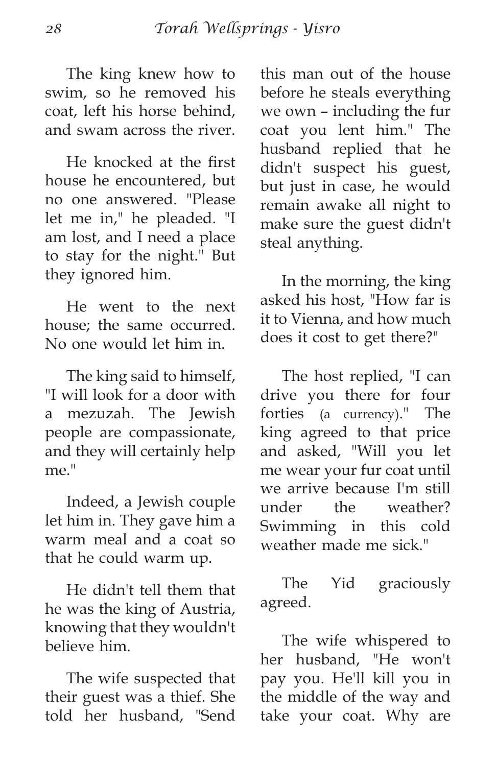The king knew how to swim, so he removed his coat, left his horse behind, and swam across the river.

He knocked at the first house he encountered, but no one answered. "Please let me in," he pleaded. "I am lost, and I need a place to stay for the night." But they ignored him.

He went to the next house; the same occurred. No one would let him in.

The king said to himself, "I will look for a door with a mezuzah. The Jewish people are compassionate, and they will certainly help me."

Indeed, a Jewish couple let him in. They gave him a warm meal and a coat so that he could warm up.

He didn't tell them that he was the king of Austria, knowing that they wouldn't believe him.

The wife suspected that their guest was a thief. She told her husband, "Send this man out of the house before he steals everything we own – including the fur coat you lent him." The husband replied that he didn't suspect his guest, but just in case, he would remain awake all night to make sure the guest didn't steal anything.

In the morning, the king asked his host, "How far is it to Vienna, and how much does it cost to get there?"

The host replied, "I can drive you there for four forties (a currency)." The king agreed to that price and asked, "Will you let me wear your fur coat until we arrive because I'm still under the weather? Swimming in this cold weather made me sick."

The Yid graciously agreed.

The wife whispered to her husband, "He won't pay you. He'll kill you in the middle of the way and take your coat. Why are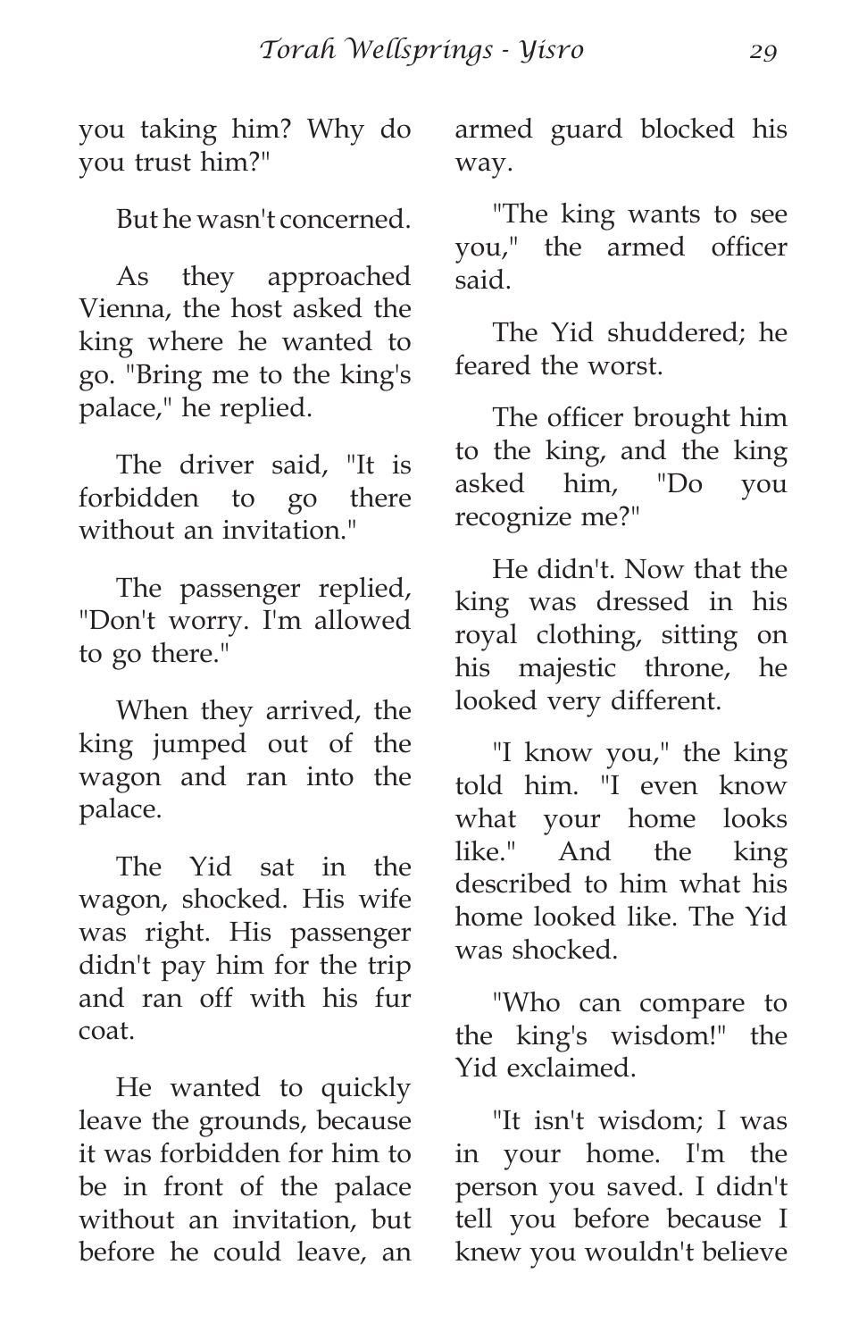you taking him? Why do you trust him?"

But he wasn't concerned.

As they approached Vienna, the host asked the king where he wanted to go. "Bring me to the king's palace," he replied.

The driver said, "It is forbidden to go there without an invitation."

The passenger replied, "Don't worry. I'm allowed to go there."

When they arrived, the king jumped out of the wagon and ran into the palace.

The Yid sat in the wagon, shocked. His wife was right. His passenger didn't pay him for the trip and ran off with his fur coat.

He wanted to quickly leave the grounds, because it was forbidden for him to be in front of the palace without an invitation, but before he could leave, an armed guard blocked his way.

"The king wants to see you," the armed officer said.

The Yid shuddered; he feared the worst.

The officer brought him to the king, and the king asked him, "Do you recognize me?"

He didn't. Now that the king was dressed in his royal clothing, sitting on his majestic throne, he looked very different.

"I know you," the king told him. "I even know what your home looks like." And the king described to him what his home looked like. The Yid was shocked.

"Who can compare to the king's wisdom!" the Yid exclaimed.

"It isn't wisdom; I was in your home. I'm the person you saved. I didn't tell you before because I knew you wouldn't believe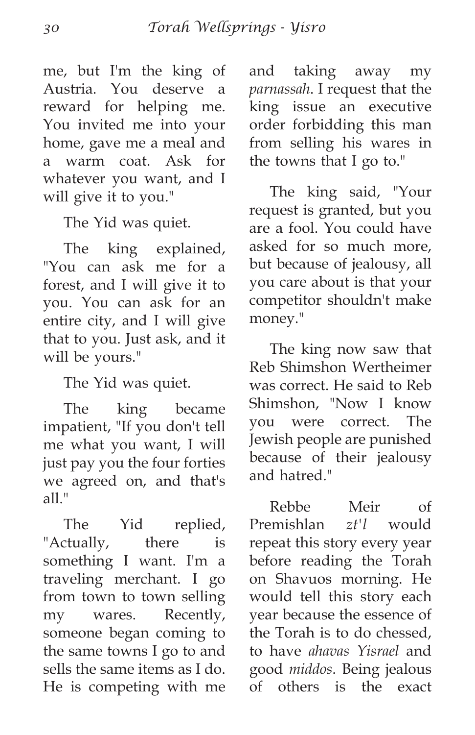me, but I'm the king of Austria. You deserve a reward for helping me. You invited me into your home, gave me a meal and a warm coat. Ask for whatever you want, and I will give it to you."

The Yid was quiet.

The king explained, "You can ask me for a forest, and I will give it to you. You can ask for an entire city, and I will give that to you. Just ask, and it will be yours."

The Yid was quiet.

The king became impatient, "If you don't tell me what you want, I will just pay you the four forties we agreed on, and that's all."

The Yid replied, "Actually, there is something I want. I'm a traveling merchant. I go from town to town selling my wares. Recently, someone began coming to the same towns I go to and sells the same items as I do. He is competing with me and taking away my *parnassah*. I request that the king issue an executive order forbidding this man from selling his wares in the towns that I go to."

The king said, "Your request is granted, but you are a fool. You could have asked for so much more, but because of jealousy, all you care about is that your competitor shouldn't make money."

The king now saw that Reb Shimshon Wertheimer was correct. He said to Reb Shimshon, "Now I know you were correct. The Jewish people are punished because of their jealousy and hatred."

Rebbe Meir of Premishlan *zt'l* would repeat this story every year before reading the Torah on Shavuos morning. He would tell this story each year because the essence of the Torah is to do chessed, to have *ahavas Yisrael* and good *middos*. Being jealous of others is the exact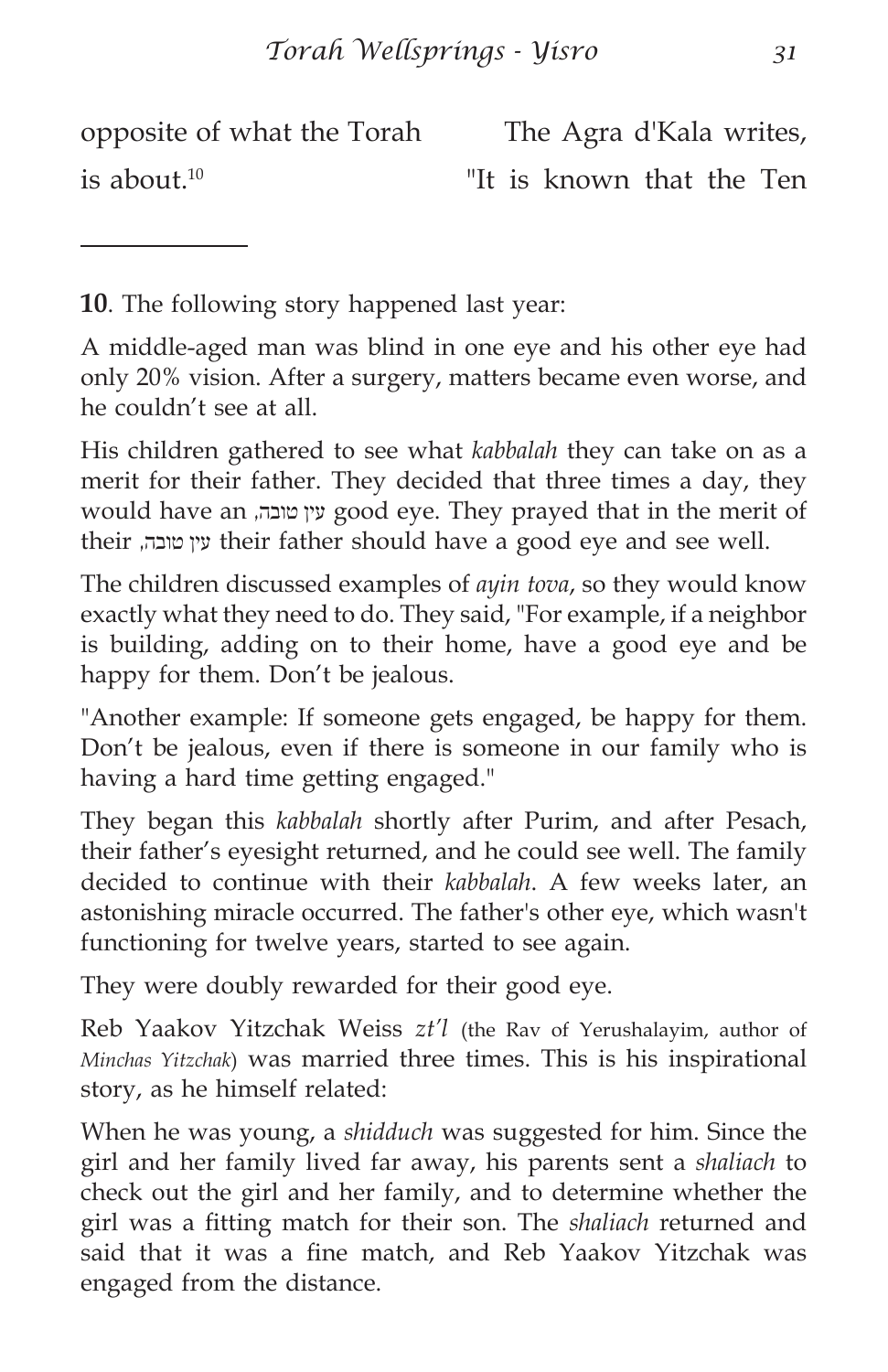opposite of what the Torah is about.[10]

The Agra d'Kala writes, "It is known that the Ten

---

**10**. The following story happened last year:

A middle-aged man was blind in one eye and his other eye had only 20% vision. After a surgery, matters became even worse, and he couldn't see at all.

His children gathered to see what *kabbalah* they can take on as a merit for their father. They decided that three times a day, they would have an עין טובה, good eye. They prayed that in the merit of their עין טובה, their father should have a good eye and see well.

The children discussed examples of *ayin tova*, so they would know exactly what they need to do. They said, "For example, if a neighbor is building, adding on to their home, have a good eye and be happy for them. Don't be jealous.

"Another example: If someone gets engaged, be happy for them. Don't be jealous, even if there is someone in our family who is having a hard time getting engaged."

They began this *kabbalah* shortly after Purim, and after Pesach, their father's eyesight returned, and he could see well. The family decided to continue with their *kabbalah*. A few weeks later, an astonishing miracle occurred. The father's other eye, which wasn't functioning for twelve years, started to see again.

They were doubly rewarded for their good eye.

Reb Yaakov Yitzchak Weiss *zt'l* (the Rav of Yerushalayim, author of *Minchas Yitzchak*) was married three times. This is his inspirational story, as he himself related:

When he was young, a *shidduch* was suggested for him. Since the girl and her family lived far away, his parents sent a *shaliach* to check out the girl and her family, and to determine whether the girl was a fitting match for their son. The *shaliach* returned and said that it was a fine match, and Reb Yaakov Yitzchak was engaged from the distance.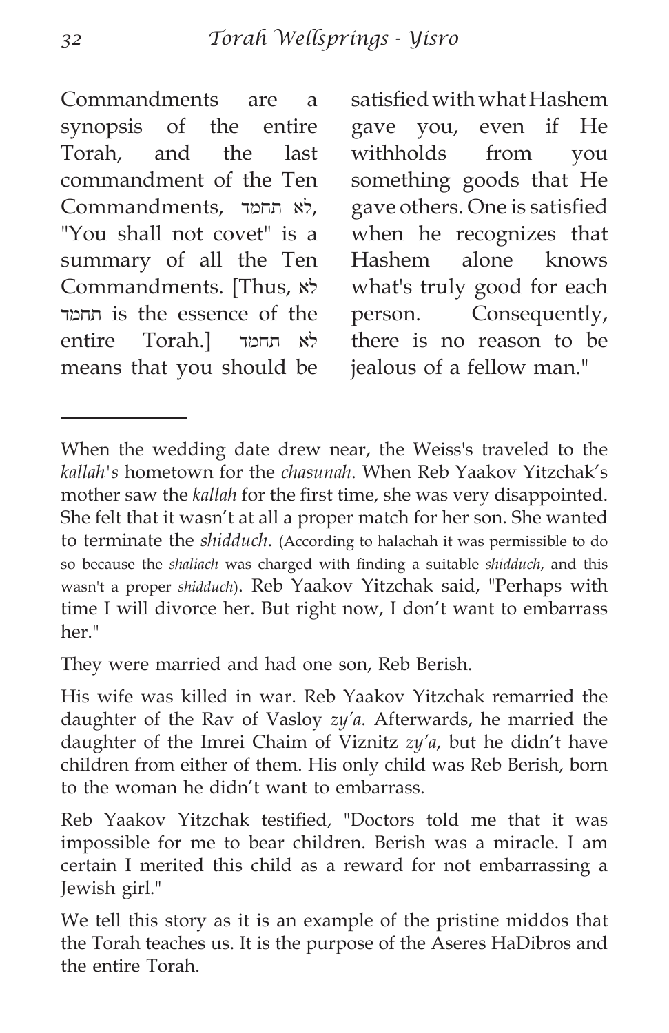Commandments are a synopsis of the entire Torah, and the last commandment of the Ten Commandments, לא תחמד, "You shall not covet" is a summary of all the Ten Commandments. [Thus, לא תחמד is the essence of the entire Torah.] לא תחמד means that you should be satisfied with what Hashem gave you, even if He withholds from you something goods that He gave others. One is satisfied when he recognizes that Hashem alone knows what's truly good for each person. Consequently, there is no reason to be jealous of a fellow man."

---

When the wedding date drew near, the Weiss's traveled to the *kallah's* hometown for the *chasunah*. When Reb Yaakov Yitzchak's mother saw the *kallah* for the first time, she was very disappointed. She felt that it wasn't at all a proper match for her son. She wanted to terminate the *shidduch*. (According to halachah it was permissible to do so because the *shaliach* was charged with finding a suitable *shidduch*, and this wasn't a proper *shidduch*). Reb Yaakov Yitzchak said, "Perhaps with time I will divorce her. But right now, I don't want to embarrass her."

They were married and had one son, Reb Berish.

His wife was killed in war. Reb Yaakov Yitzchak remarried the daughter of the Rav of Vasloy *zy'a*. Afterwards, he married the daughter of the Imrei Chaim of Viznitz *zy'a*, but he didn't have children from either of them. His only child was Reb Berish, born to the woman he didn't want to embarrass.

Reb Yaakov Yitzchak testified, "Doctors told me that it was impossible for me to bear children. Berish was a miracle. I am certain I merited this child as a reward for not embarrassing a Jewish girl."

We tell this story as it is an example of the pristine middos that the Torah teaches us. It is the purpose of the Aseres HaDibros and the entire Torah.